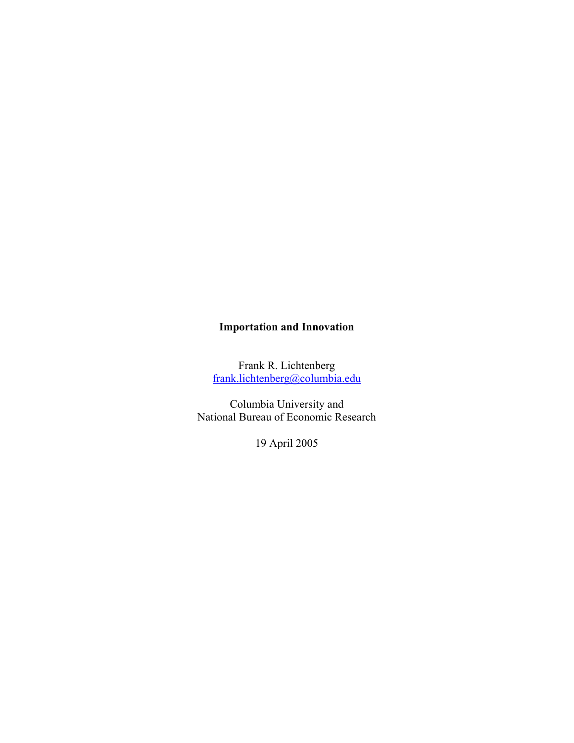# Importation and Innovation

Frank R. Lichtenberg
frank.lichtenberg@columbia.edu

Columbia University and
National Bureau of Economic Research

19 April 2005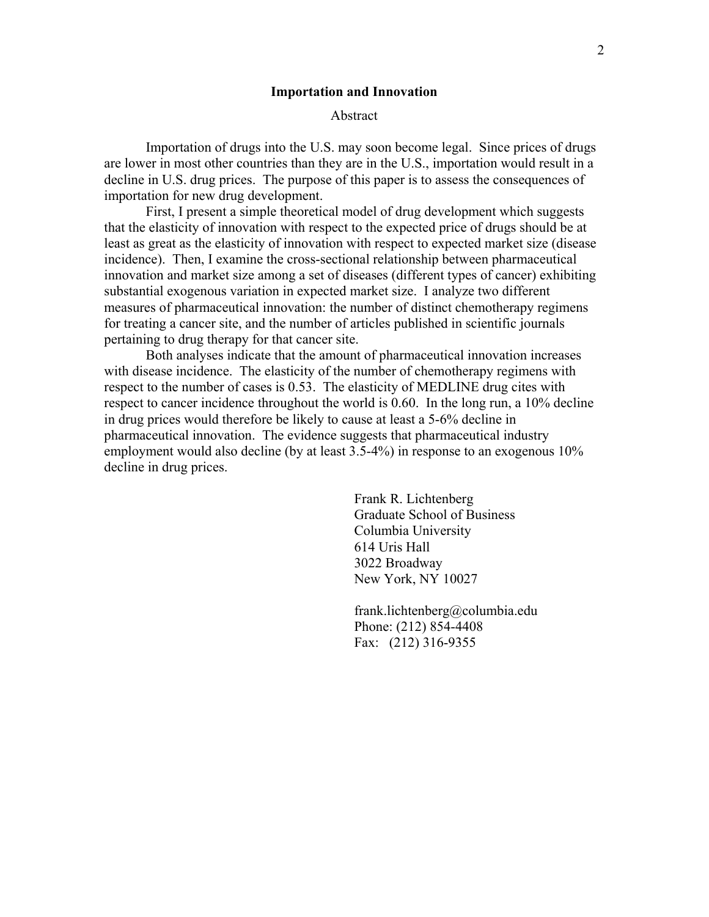## Importation and Innovation

### Abstract

Importation of drugs into the U.S. may soon become legal. Since prices of drugs are lower in most other countries than they are in the U.S., importation would result in a decline in U.S. drug prices. The purpose of this paper is to assess the consequences of importation for new drug development.

First, I present a simple theoretical model of drug development which suggests that the elasticity of innovation with respect to the expected price of drugs should be at least as great as the elasticity of innovation with respect to expected market size (disease incidence). Then, I examine the cross-sectional relationship between pharmaceutical innovation and market size among a set of diseases (different types of cancer) exhibiting substantial exogenous variation in expected market size. I analyze two different measures of pharmaceutical innovation: the number of distinct chemotherapy regimens for treating a cancer site, and the number of articles published in scientific journals pertaining to drug therapy for that cancer site.

Both analyses indicate that the amount of pharmaceutical innovation increases with disease incidence. The elasticity of the number of chemotherapy regimens with respect to the number of cases is 0.53. The elasticity of MEDLINE drug cites with respect to cancer incidence throughout the world is 0.60. In the long run, a 10% decline in drug prices would therefore be likely to cause at least a 5-6% decline in pharmaceutical innovation. The evidence suggests that pharmaceutical industry employment would also decline (by at least 3.5-4%) in response to an exogenous 10% decline in drug prices.

Frank R. Lichtenberg
Graduate School of Business
Columbia University
614 Uris Hall
3022 Broadway
New York, NY 10027

frank.lichtenberg@columbia.edu
Phone: (212) 854-4408
Fax: (212) 316-9355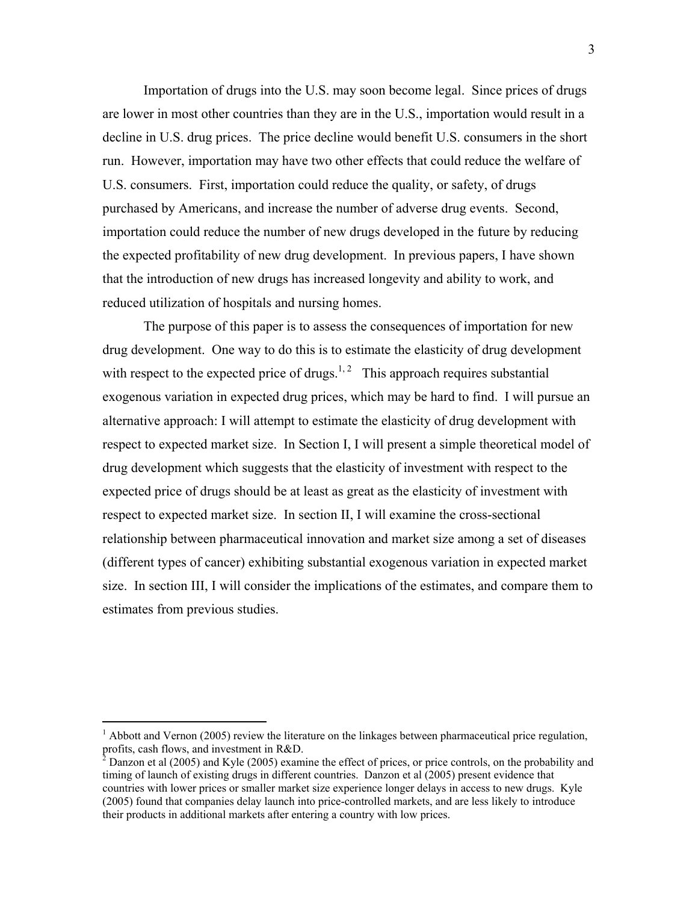Importation of drugs into the U.S. may soon become legal. Since prices of drugs are lower in most other countries than they are in the U.S., importation would result in a decline in U.S. drug prices. The price decline would benefit U.S. consumers in the short run. However, importation may have two other effects that could reduce the welfare of U.S. consumers. First, importation could reduce the quality, or safety, of drugs purchased by Americans, and increase the number of adverse drug events. Second, importation could reduce the number of new drugs developed in the future by reducing the expected profitability of new drug development. In previous papers, I have shown that the introduction of new drugs has increased longevity and ability to work, and reduced utilization of hospitals and nursing homes.

The purpose of this paper is to assess the consequences of importation for new drug development. One way to do this is to estimate the elasticity of drug development with respect to the expected price of drugs.[1, 2] This approach requires substantial exogenous variation in expected drug prices, which may be hard to find. I will pursue an alternative approach: I will attempt to estimate the elasticity of drug development with respect to expected market size. In Section I, I will present a simple theoretical model of drug development which suggests that the elasticity of investment with respect to the expected price of drugs should be at least as great as the elasticity of investment with respect to expected market size. In section II, I will examine the cross-sectional relationship between pharmaceutical innovation and market size among a set of diseases (different types of cancer) exhibiting substantial exogenous variation in expected market size. In section III, I will consider the implications of the estimates, and compare them to estimates from previous studies.

---

[1] Abbott and Vernon (2005) review the literature on the linkages between pharmaceutical price regulation, profits, cash flows, and investment in R&D.

[2] Danzon et al (2005) and Kyle (2005) examine the effect of prices, or price controls, on the probability and timing of launch of existing drugs in different countries. Danzon et al (2005) present evidence that countries with lower prices or smaller market size experience longer delays in access to new drugs. Kyle (2005) found that companies delay launch into price-controlled markets, and are less likely to introduce their products in additional markets after entering a country with low prices.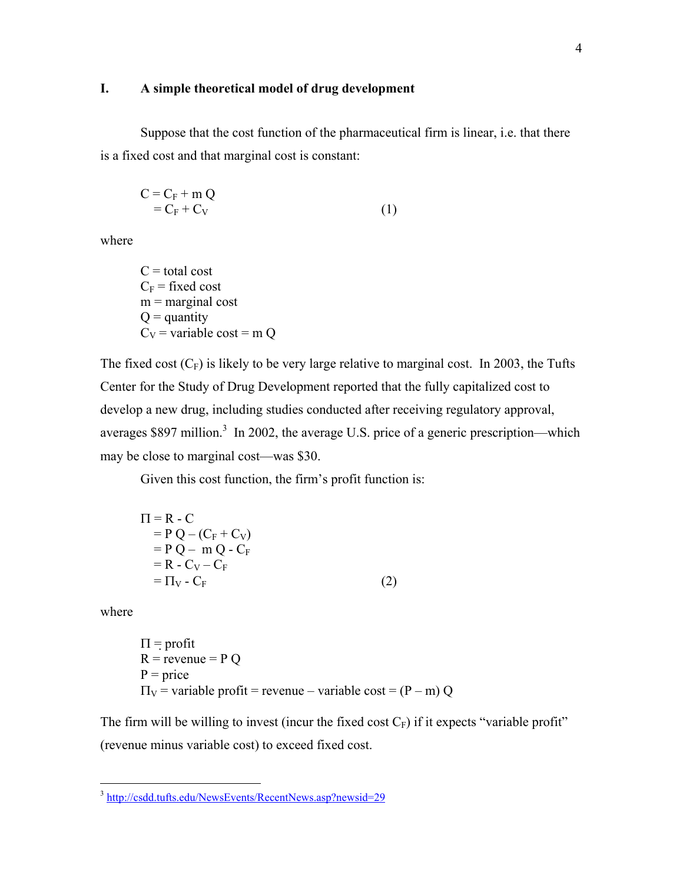## I. A simple theoretical model of drug development

Suppose that the cost function of the pharmaceutical firm is linear, i.e. that there is a fixed cost and that marginal cost is constant:

$$
\begin{aligned}
C &= C_F + m\,Q \\
&= C_F + C_V \qquad (1)
\end{aligned}
$$

where

$C$ = total cost  
$C_F$ = fixed cost  
$m$ = marginal cost  
$Q$ = quantity  
$C_V$ = variable cost = $m\,Q$

The fixed cost ($C_F$) is likely to be very large relative to marginal cost. In 2003, the Tufts Center for the Study of Drug Development reported that the fully capitalized cost to develop a new drug, including studies conducted after receiving regulatory approval, averages $897 million.[3] In 2002, the average U.S. price of a generic prescription—which may be close to marginal cost—was $30.

Given this cost function, the firm's profit function is:

$$
\begin{aligned}
\Pi &= R - C \\
&= P\,Q - (C_F + C_V) \\
&= P\,Q - m\,Q - C_F \\
&= R - C_V - C_F \\
&= \Pi_V - C_F \qquad (2)
\end{aligned}
$$

where

$\Pi$ = profit  
$R$ = revenue = $P\,Q$  
$P$ = price  
$\Pi_V$ = variable profit = revenue – variable cost = $(P - m)\,Q$

The firm will be willing to invest (incur the fixed cost $C_F$) if it expects "variable profit" (revenue minus variable cost) to exceed fixed cost.

---

[3] http://csdd.tufts.edu/NewsEvents/RecentNews.asp?newsid=29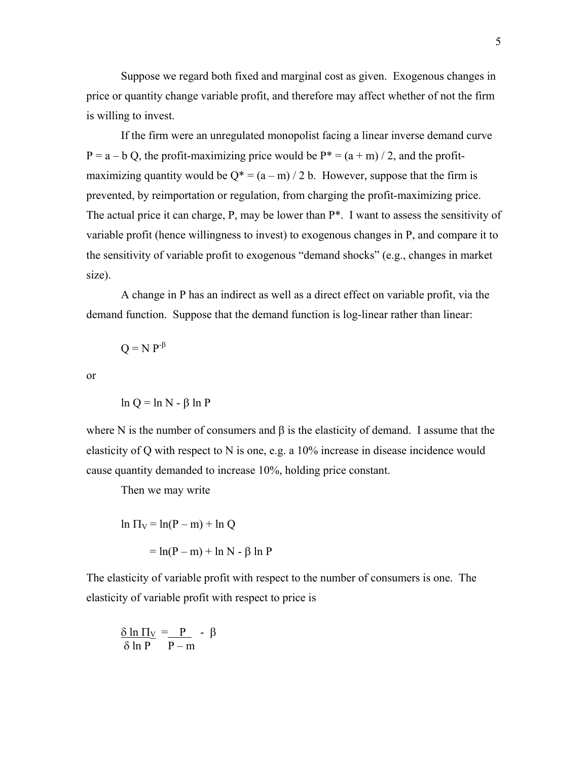Suppose we regard both fixed and marginal cost as given. Exogenous changes in price or quantity change variable profit, and therefore may affect whether of not the firm is willing to invest.

If the firm were an unregulated monopolist facing a linear inverse demand curve $P = a - b\,Q$, the profit-maximizing price would be $P^* = (a + m) / 2$, and the profit-maximizing quantity would be $Q^* = (a - m) / 2\,b$. However, suppose that the firm is prevented, by reimportation or regulation, from charging the profit-maximizing price. The actual price it can charge, P, may be lower than $P^*$. I want to assess the sensitivity of variable profit (hence willingness to invest) to exogenous changes in P, and compare it to the sensitivity of variable profit to exogenous "demand shocks" (e.g., changes in market size).

A change in P has an indirect as well as a direct effect on variable profit, via the demand function. Suppose that the demand function is log-linear rather than linear:

$$Q = N\,P^{-\beta}$$

or

$$\ln Q = \ln N - \beta \ln P$$

where N is the number of consumers and $\beta$ is the elasticity of demand. I assume that the elasticity of Q with respect to N is one, e.g. a 10% increase in disease incidence would cause quantity demanded to increase 10%, holding price constant.

Then we may write

$$\ln \Pi_V = \ln(P - m) + \ln Q$$

$$= \ln(P - m) + \ln N - \beta \ln P$$

The elasticity of variable profit with respect to the number of consumers is one. The elasticity of variable profit with respect to price is

$$\frac{\delta \ln \Pi_V}{\delta \ln P} = \frac{P}{P - m} - \beta$$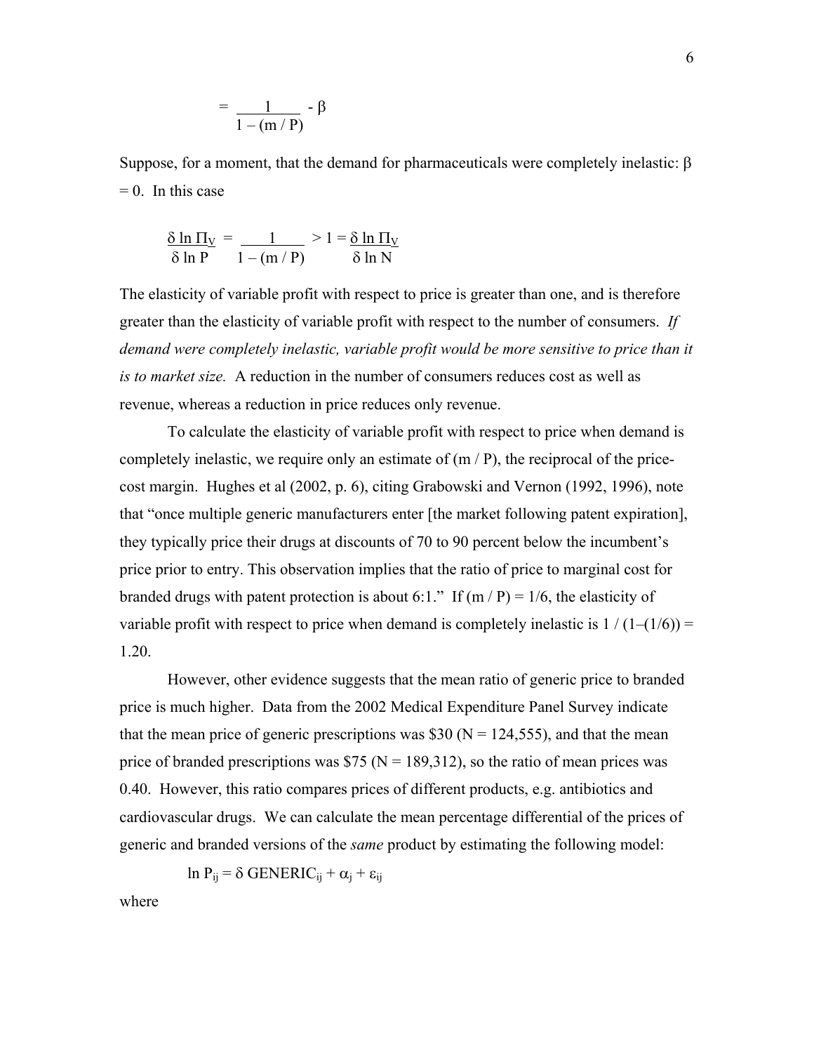$$= \frac{1}{1 - (m / P)} - \beta$$

Suppose, for a moment, that the demand for pharmaceuticals were completely inelastic: $\beta = 0$. In this case

$$\frac{\delta \ln \Pi_V}{\delta \ln P} = \frac{1}{1 - (m / P)} > 1 = \frac{\delta \ln \Pi_V}{\delta \ln N}$$

The elasticity of variable profit with respect to price is greater than one, and is therefore greater than the elasticity of variable profit with respect to the number of consumers. *If demand were completely inelastic, variable profit would be more sensitive to price than it is to market size.* A reduction in the number of consumers reduces cost as well as revenue, whereas a reduction in price reduces only revenue.

To calculate the elasticity of variable profit with respect to price when demand is completely inelastic, we require only an estimate of (m / P), the reciprocal of the price-cost margin. Hughes et al (2002, p. 6), citing Grabowski and Vernon (1992, 1996), note that "once multiple generic manufacturers enter [the market following patent expiration], they typically price their drugs at discounts of 70 to 90 percent below the incumbent's price prior to entry. This observation implies that the ratio of price to marginal cost for branded drugs with patent protection is about 6:1." If $(m / P) = 1/6$, the elasticity of variable profit with respect to price when demand is completely inelastic is $1 / (1–(1/6)) = 1.20$.

However, other evidence suggests that the mean ratio of generic price to branded price is much higher. Data from the 2002 Medical Expenditure Panel Survey indicate that the mean price of generic prescriptions was $30 (N = 124,555), and that the mean price of branded prescriptions was $75 (N = 189,312), so the ratio of mean prices was 0.40. However, this ratio compares prices of different products, e.g. antibiotics and cardiovascular drugs. We can calculate the mean percentage differential of the prices of generic and branded versions of the *same* product by estimating the following model:

$$\ln P_{ij} = \delta \text{ GENERIC}_{ij} + \alpha_j + \varepsilon_{ij}$$

where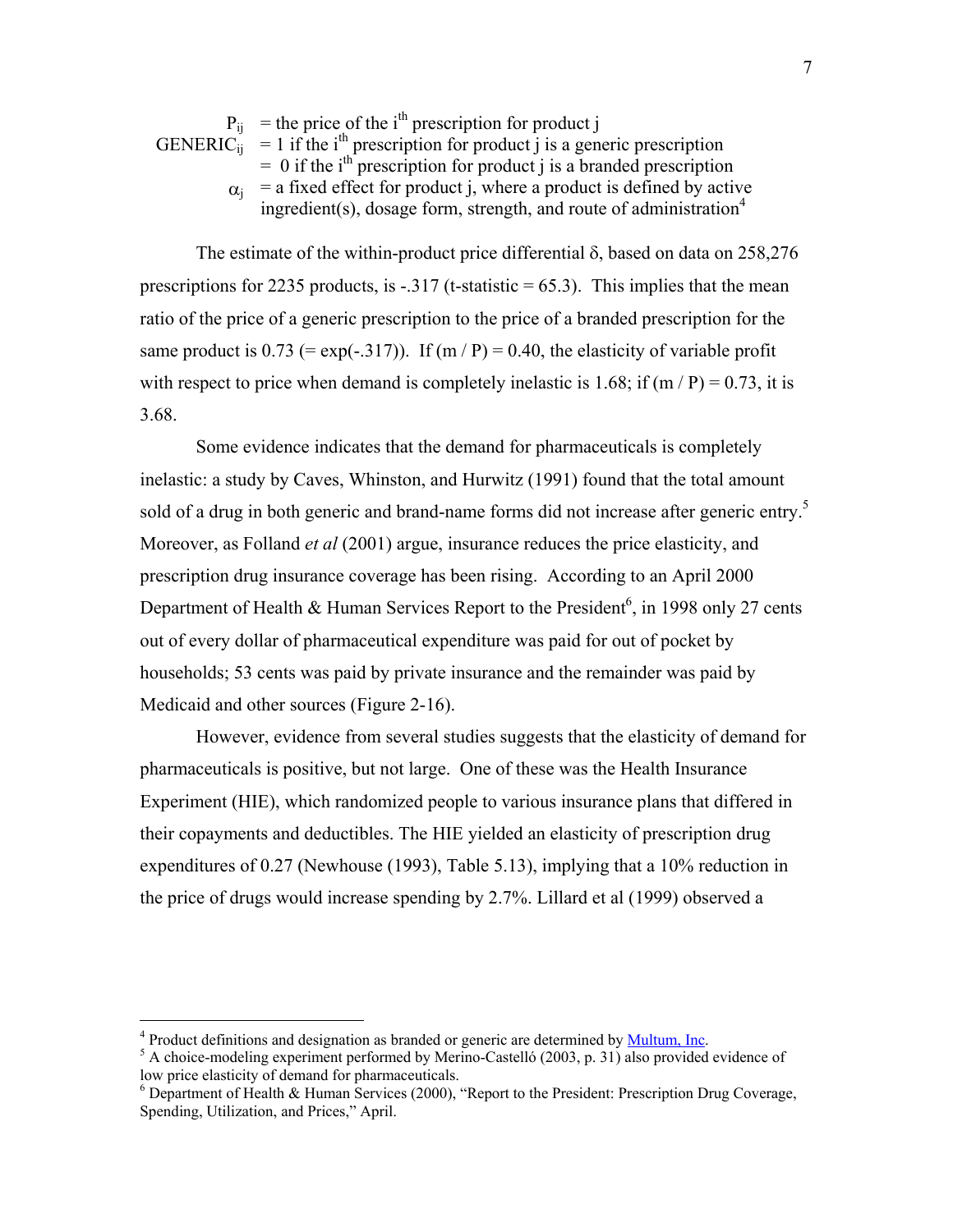$P_{ij}$ = the price of the $i^{th}$ prescription for product j

$GENERIC_{ij}$ = 1 if the $i^{th}$ prescription for product j is a generic prescription
= 0 if the $i^{th}$ prescription for product j is a branded prescription

$\alpha_j$ = a fixed effect for product j, where a product is defined by active ingredient(s), dosage form, strength, and route of administration[4]

The estimate of the within-product price differential δ, based on data on 258,276 prescriptions for 2235 products, is -.317 (t-statistic = 65.3). This implies that the mean ratio of the price of a generic prescription to the price of a branded prescription for the same product is 0.73 (= exp(-.317)). If (m / P) = 0.40, the elasticity of variable profit with respect to price when demand is completely inelastic is 1.68; if (m / P) = 0.73, it is 3.68.

Some evidence indicates that the demand for pharmaceuticals is completely inelastic: a study by Caves, Whinston, and Hurwitz (1991) found that the total amount sold of a drug in both generic and brand-name forms did not increase after generic entry.[5] Moreover, as Folland *et al* (2001) argue, insurance reduces the price elasticity, and prescription drug insurance coverage has been rising. According to an April 2000 Department of Health & Human Services Report to the President[6], in 1998 only 27 cents out of every dollar of pharmaceutical expenditure was paid for out of pocket by households; 53 cents was paid by private insurance and the remainder was paid by Medicaid and other sources (Figure 2-16).

However, evidence from several studies suggests that the elasticity of demand for pharmaceuticals is positive, but not large. One of these was the Health Insurance Experiment (HIE), which randomized people to various insurance plans that differed in their copayments and deductibles. The HIE yielded an elasticity of prescription drug expenditures of 0.27 (Newhouse (1993), Table 5.13), implying that a 10% reduction in the price of drugs would increase spending by 2.7%. Lillard et al (1999) observed a

---

[4] Product definitions and designation as branded or generic are determined by Multum, Inc.

[5] A choice-modeling experiment performed by Merino-Castelló (2003, p. 31) also provided evidence of low price elasticity of demand for pharmaceuticals.

[6] Department of Health & Human Services (2000), "Report to the President: Prescription Drug Coverage, Spending, Utilization, and Prices," April.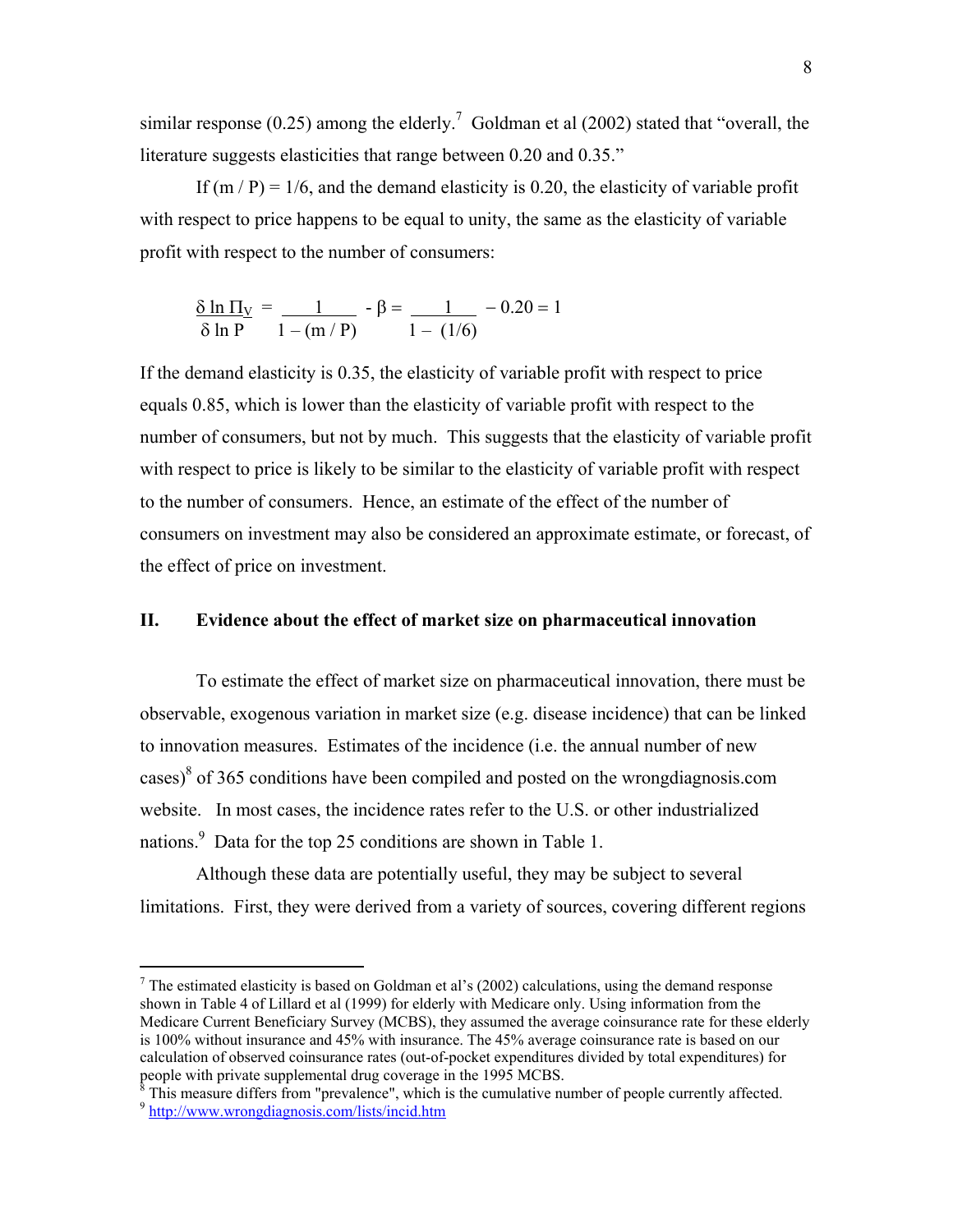similar response (0.25) among the elderly.[7] Goldman et al (2002) stated that "overall, the literature suggests elasticities that range between 0.20 and 0.35."

If $(m / P) = 1/6$, and the demand elasticity is 0.20, the elasticity of variable profit with respect to price happens to be equal to unity, the same as the elasticity of variable profit with respect to the number of consumers:

$$\frac{\delta \ln \Pi_V}{\delta \ln P} = \frac{1}{1 - (m / P)} - \beta = \frac{1}{1 - (1/6)} - 0.20 = 1$$

If the demand elasticity is 0.35, the elasticity of variable profit with respect to price equals 0.85, which is lower than the elasticity of variable profit with respect to the number of consumers, but not by much. This suggests that the elasticity of variable profit with respect to price is likely to be similar to the elasticity of variable profit with respect to the number of consumers. Hence, an estimate of the effect of the number of consumers on investment may also be considered an approximate estimate, or forecast, of the effect of price on investment.

## II. Evidence about the effect of market size on pharmaceutical innovation

To estimate the effect of market size on pharmaceutical innovation, there must be observable, exogenous variation in market size (e.g. disease incidence) that can be linked to innovation measures. Estimates of the incidence (i.e. the annual number of new cases)[8] of 365 conditions have been compiled and posted on the wrongdiagnosis.com website. In most cases, the incidence rates refer to the U.S. or other industrialized nations.[9] Data for the top 25 conditions are shown in Table 1.

Although these data are potentially useful, they may be subject to several limitations. First, they were derived from a variety of sources, covering different regions

---

[7] The estimated elasticity is based on Goldman et al's (2002) calculations, using the demand response shown in Table 4 of Lillard et al (1999) for elderly with Medicare only. Using information from the Medicare Current Beneficiary Survey (MCBS), they assumed the average coinsurance rate for these elderly is 100% without insurance and 45% with insurance. The 45% average coinsurance rate is based on our calculation of observed coinsurance rates (out-of-pocket expenditures divided by total expenditures) for people with private supplemental drug coverage in the 1995 MCBS.

[8] This measure differs from "prevalence", which is the cumulative number of people currently affected.

[9] http://www.wrongdiagnosis.com/lists/incid.htm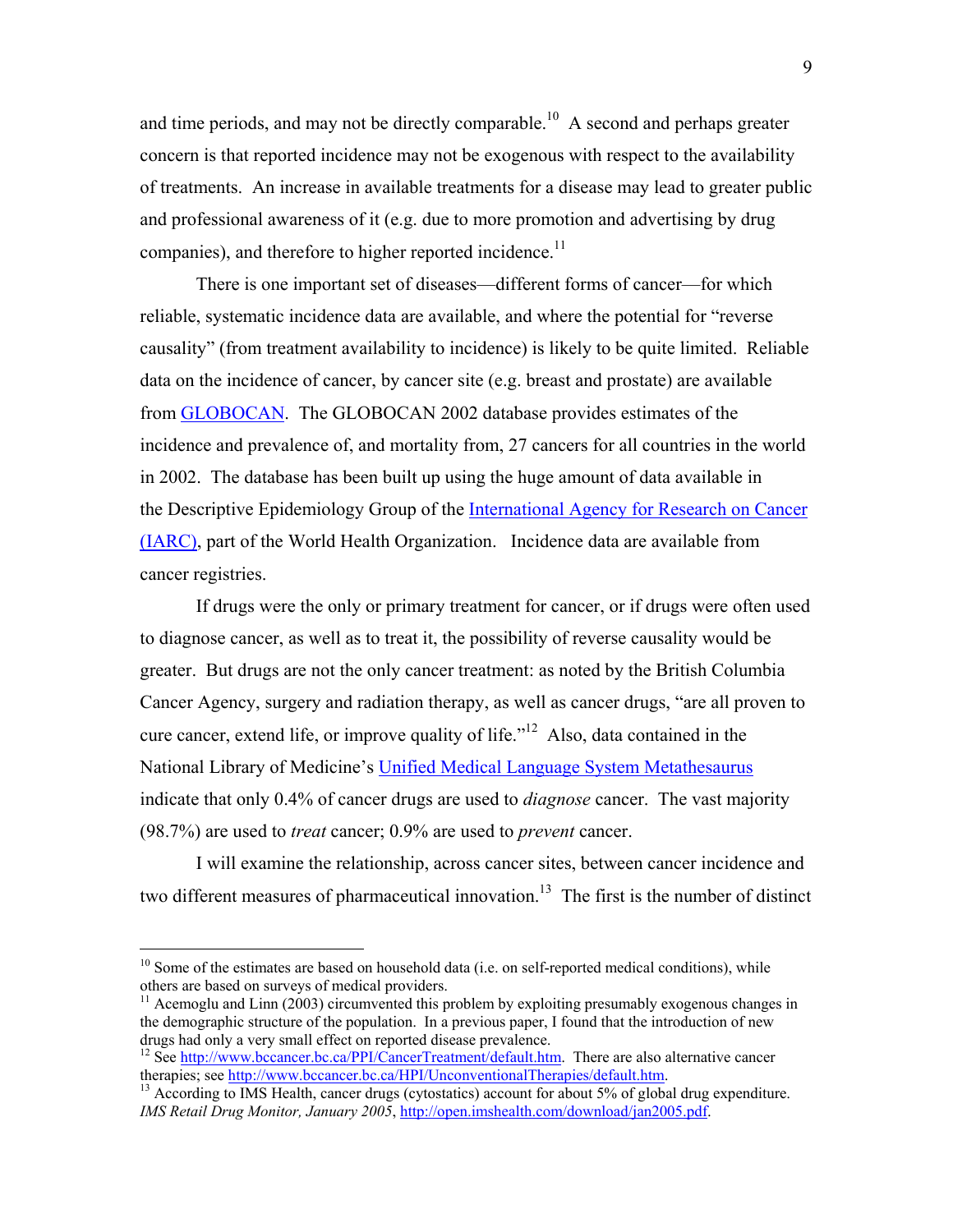and time periods, and may not be directly comparable.[10] A second and perhaps greater concern is that reported incidence may not be exogenous with respect to the availability of treatments. An increase in available treatments for a disease may lead to greater public and professional awareness of it (e.g. due to more promotion and advertising by drug companies), and therefore to higher reported incidence.[11]

There is one important set of diseases—different forms of cancer—for which reliable, systematic incidence data are available, and where the potential for "reverse causality" (from treatment availability to incidence) is likely to be quite limited. Reliable data on the incidence of cancer, by cancer site (e.g. breast and prostate) are available from GLOBOCAN. The GLOBOCAN 2002 database provides estimates of the incidence and prevalence of, and mortality from, 27 cancers for all countries in the world in 2002. The database has been built up using the huge amount of data available in the Descriptive Epidemiology Group of the International Agency for Research on Cancer (IARC), part of the World Health Organization. Incidence data are available from cancer registries.

If drugs were the only or primary treatment for cancer, or if drugs were often used to diagnose cancer, as well as to treat it, the possibility of reverse causality would be greater. But drugs are not the only cancer treatment: as noted by the British Columbia Cancer Agency, surgery and radiation therapy, as well as cancer drugs, "are all proven to cure cancer, extend life, or improve quality of life."[12] Also, data contained in the National Library of Medicine's Unified Medical Language System Metathesaurus indicate that only 0.4% of cancer drugs are used to *diagnose* cancer. The vast majority (98.7%) are used to *treat* cancer; 0.9% are used to *prevent* cancer.

I will examine the relationship, across cancer sites, between cancer incidence and two different measures of pharmaceutical innovation.[13] The first is the number of distinct

---

[10] Some of the estimates are based on household data (i.e. on self-reported medical conditions), while others are based on surveys of medical providers.

[11] Acemoglu and Linn (2003) circumvented this problem by exploiting presumably exogenous changes in the demographic structure of the population. In a previous paper, I found that the introduction of new drugs had only a very small effect on reported disease prevalence.

[12] See http://www.bccancer.bc.ca/PPI/CancerTreatment/default.htm. There are also alternative cancer therapies; see http://www.bccancer.bc.ca/HPI/UnconventionalTherapies/default.htm.

[13] According to IMS Health, cancer drugs (cytostatics) account for about 5% of global drug expenditure. *IMS Retail Drug Monitor, January 2005*, http://open.imshealth.com/download/jan2005.pdf.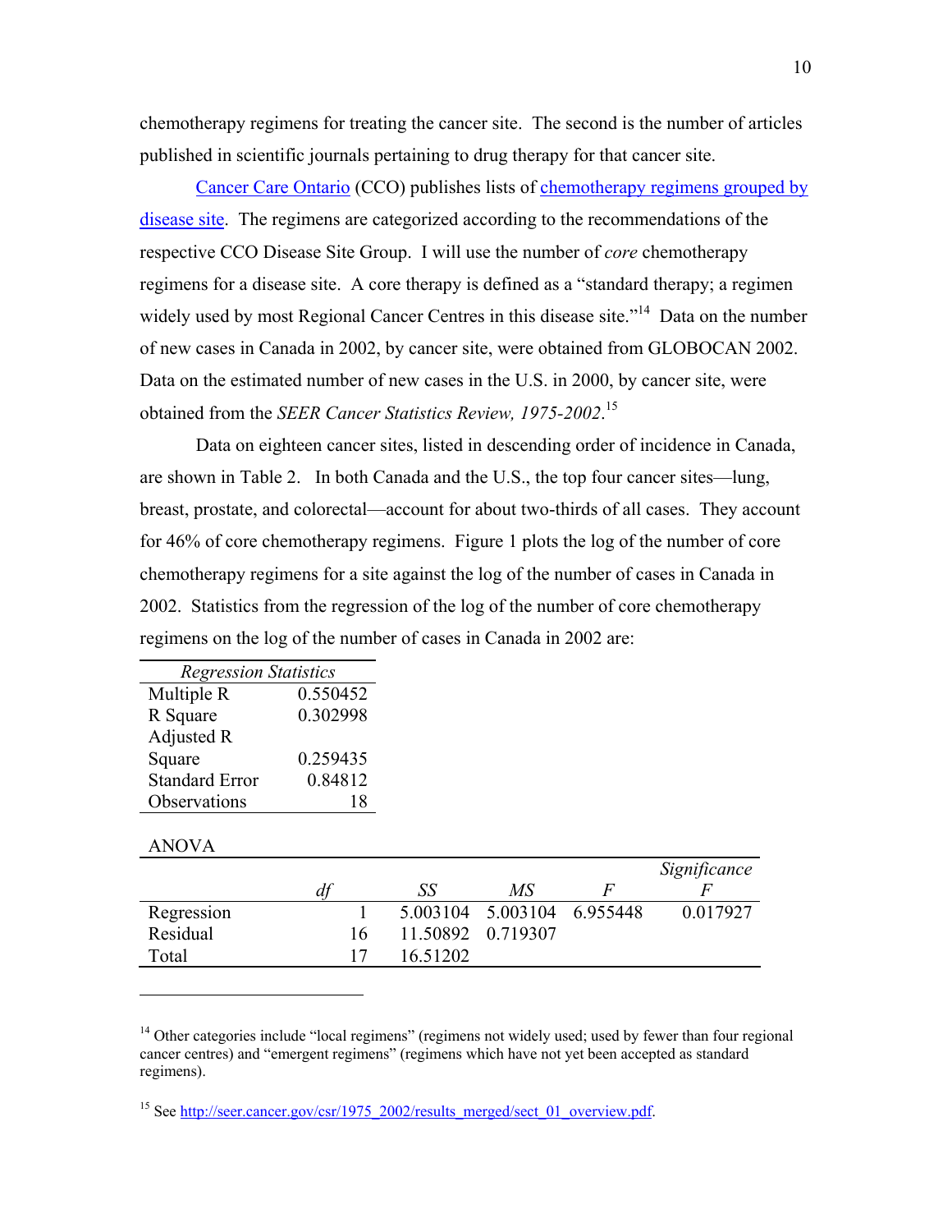chemotherapy regimens for treating the cancer site. The second is the number of articles published in scientific journals pertaining to drug therapy for that cancer site.

Cancer Care Ontario (CCO) publishes lists of chemotherapy regimens grouped by disease site. The regimens are categorized according to the recommendations of the respective CCO Disease Site Group. I will use the number of *core* chemotherapy regimens for a disease site. A core therapy is defined as a "standard therapy; a regimen widely used by most Regional Cancer Centres in this disease site."[14] Data on the number of new cases in Canada in 2002, by cancer site, were obtained from GLOBOCAN 2002. Data on the estimated number of new cases in the U.S. in 2000, by cancer site, were obtained from the *SEER Cancer Statistics Review, 1975-2002*.[15]

Data on eighteen cancer sites, listed in descending order of incidence in Canada, are shown in Table 2. In both Canada and the U.S., the top four cancer sites—lung, breast, prostate, and colorectal—account for about two-thirds of all cases. They account for 46% of core chemotherapy regimens. Figure 1 plots the log of the number of core chemotherapy regimens for a site against the log of the number of cases in Canada in 2002. Statistics from the regression of the log of the number of core chemotherapy regimens on the log of the number of cases in Canada in 2002 are:

| *Regression Statistics* | |
|---|---|
| Multiple R | 0.550452 |
| R Square | 0.302998 |
| Adjusted R Square | 0.259435 |
| Standard Error | 0.84812 |
| Observations | 18 |

ANOVA

| | *df* | *SS* | *MS* | *F* | *Significance F* |
|---|---|---|---|---|---|
| Regression | 1 | 5.003104 | 5.003104 | 6.955448 | 0.017927 |
| Residual | 16 | 11.50892 | 0.719307 | | |
| Total | 17 | 16.51202 | | | |

[14] Other categories include "local regimens" (regimens not widely used; used by fewer than four regional cancer centres) and "emergent regimens" (regimens which have not yet been accepted as standard regimens).

[15] See http://seer.cancer.gov/csr/1975_2002/results_merged/sect_01_overview.pdf.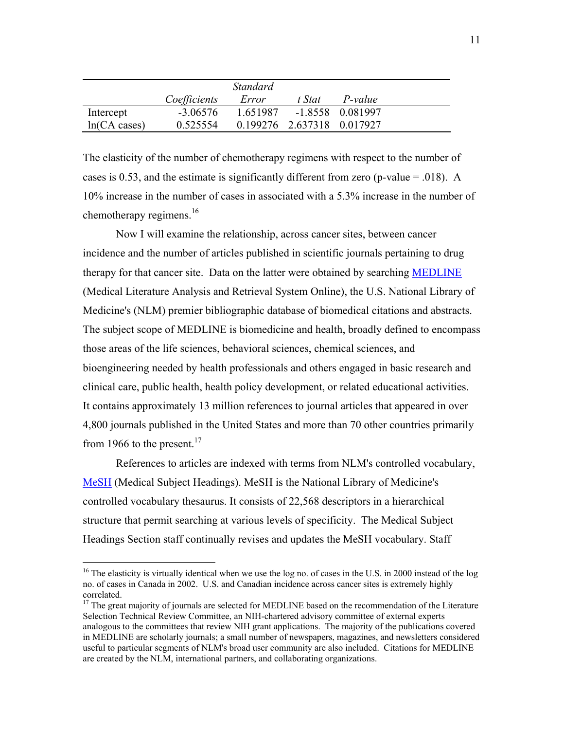| | *Coefficients* | *Standard Error* | *t Stat* | *P-value* |
|---|---|---|---|---|
| Intercept | -3.06576 | 1.651987 | -1.8558 | 0.081997 |
| ln(CA cases) | 0.525554 | 0.199276 | 2.637318 | 0.017927 |

The elasticity of the number of chemotherapy regimens with respect to the number of cases is 0.53, and the estimate is significantly different from zero (p-value = .018). A 10% increase in the number of cases in associated with a 5.3% increase in the number of chemotherapy regimens.[16]

Now I will examine the relationship, across cancer sites, between cancer incidence and the number of articles published in scientific journals pertaining to drug therapy for that cancer site. Data on the latter were obtained by searching MEDLINE (Medical Literature Analysis and Retrieval System Online), the U.S. National Library of Medicine's (NLM) premier bibliographic database of biomedical citations and abstracts. The subject scope of MEDLINE is biomedicine and health, broadly defined to encompass those areas of the life sciences, behavioral sciences, chemical sciences, and bioengineering needed by health professionals and others engaged in basic research and clinical care, public health, health policy development, or related educational activities. It contains approximately 13 million references to journal articles that appeared in over 4,800 journals published in the United States and more than 70 other countries primarily from 1966 to the present.[17]

References to articles are indexed with terms from NLM's controlled vocabulary, MeSH (Medical Subject Headings). MeSH is the National Library of Medicine's controlled vocabulary thesaurus. It consists of 22,568 descriptors in a hierarchical structure that permit searching at various levels of specificity. The Medical Subject Headings Section staff continually revises and updates the MeSH vocabulary. Staff

[16] The elasticity is virtually identical when we use the log no. of cases in the U.S. in 2000 instead of the log no. of cases in Canada in 2002. U.S. and Canadian incidence across cancer sites is extremely highly correlated.

[17] The great majority of journals are selected for MEDLINE based on the recommendation of the Literature Selection Technical Review Committee, an NIH-chartered advisory committee of external experts analogous to the committees that review NIH grant applications. The majority of the publications covered in MEDLINE are scholarly journals; a small number of newspapers, magazines, and newsletters considered useful to particular segments of NLM's broad user community are also included. Citations for MEDLINE are created by the NLM, international partners, and collaborating organizations.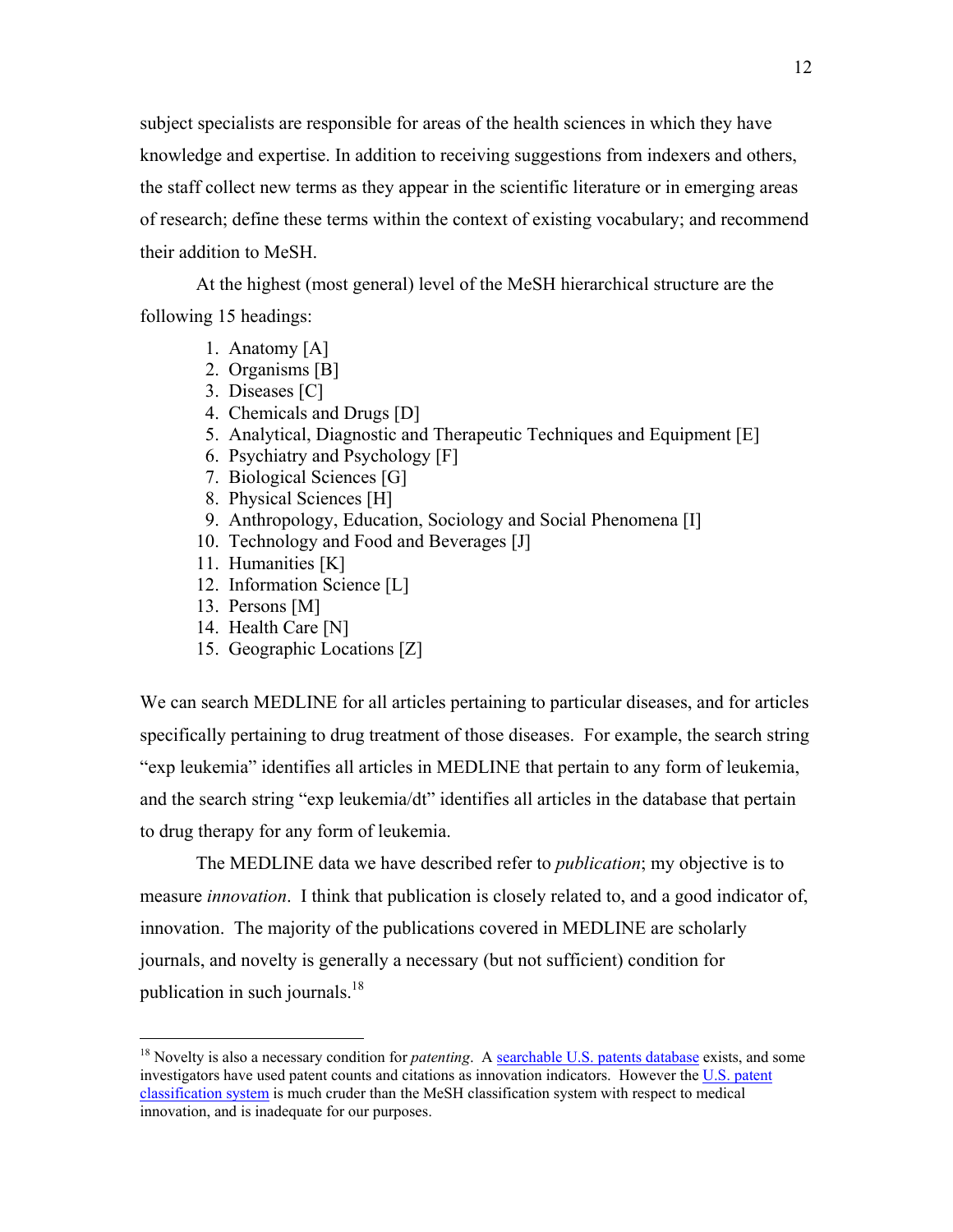subject specialists are responsible for areas of the health sciences in which they have knowledge and expertise. In addition to receiving suggestions from indexers and others, the staff collect new terms as they appear in the scientific literature or in emerging areas of research; define these terms within the context of existing vocabulary; and recommend their addition to MeSH.

At the highest (most general) level of the MeSH hierarchical structure are the following 15 headings:

1. Anatomy [A]
2. Organisms [B]
3. Diseases [C]
4. Chemicals and Drugs [D]
5. Analytical, Diagnostic and Therapeutic Techniques and Equipment [E]
6. Psychiatry and Psychology [F]
7. Biological Sciences [G]
8. Physical Sciences [H]
9. Anthropology, Education, Sociology and Social Phenomena [I]
10. Technology and Food and Beverages [J]
11. Humanities [K]
12. Information Science [L]
13. Persons [M]
14. Health Care [N]
15. Geographic Locations [Z]

We can search MEDLINE for all articles pertaining to particular diseases, and for articles specifically pertaining to drug treatment of those diseases. For example, the search string "exp leukemia" identifies all articles in MEDLINE that pertain to any form of leukemia, and the search string "exp leukemia/dt" identifies all articles in the database that pertain to drug therapy for any form of leukemia.

The MEDLINE data we have described refer to *publication*; my objective is to measure *innovation*. I think that publication is closely related to, and a good indicator of, innovation. The majority of the publications covered in MEDLINE are scholarly journals, and novelty is generally a necessary (but not sufficient) condition for publication in such journals.[18]

---

[18] Novelty is also a necessary condition for *patenting*. A searchable U.S. patents database exists, and some investigators have used patent counts and citations as innovation indicators. However the U.S. patent classification system is much cruder than the MeSH classification system with respect to medical innovation, and is inadequate for our purposes.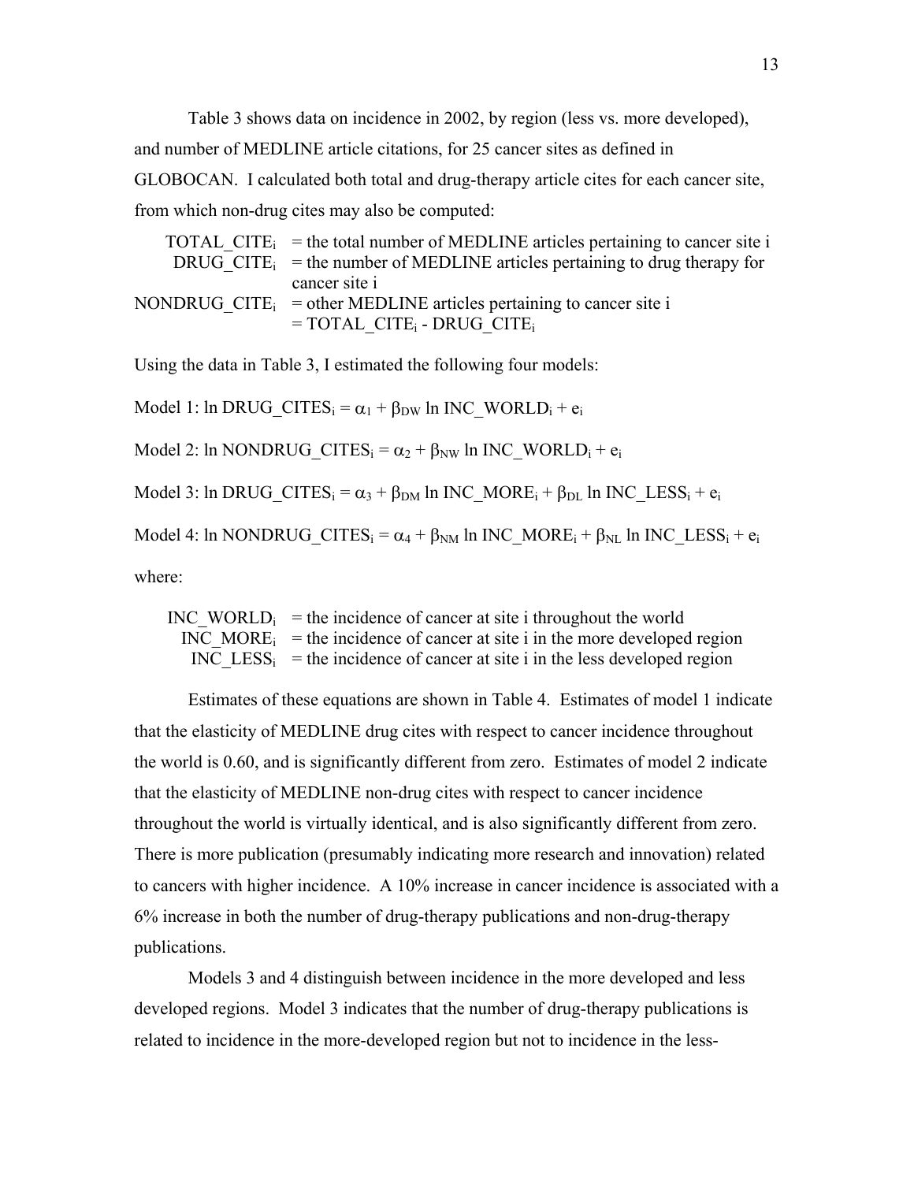Table 3 shows data on incidence in 2002, by region (less vs. more developed), and number of MEDLINE article citations, for 25 cancer sites as defined in GLOBOCAN. I calculated both total and drug-therapy article cites for each cancer site, from which non-drug cites may also be computed:

$TOTAL\_CITE_i$ = the total number of MEDLINE articles pertaining to cancer site i
$DRUG\_CITE_i$ = the number of MEDLINE articles pertaining to drug therapy for cancer site i
$NONDRUG\_CITE_i$ = other MEDLINE articles pertaining to cancer site i = $TOTAL\_CITE_i - DRUG\_CITE_i$

Using the data in Table 3, I estimated the following four models:

Model 1: $\ln DRUG\_CITES_i = \alpha_1 + \beta_{DW} \ln INC\_WORLD_i + e_i$

Model 2: $\ln NONDRUG\_CITES_i = \alpha_2 + \beta_{NW} \ln INC\_WORLD_i + e_i$

Model 3: $\ln DRUG\_CITES_i = \alpha_3 + \beta_{DM} \ln INC\_MORE_i + \beta_{DL} \ln INC\_LESS_i + e_i$

Model 4: $\ln NONDRUG\_CITES_i = \alpha_4 + \beta_{NM} \ln INC\_MORE_i + \beta_{NL} \ln INC\_LESS_i + e_i$

where:

$INC\_WORLD_i$ = the incidence of cancer at site i throughout the world
$INC\_MORE_i$ = the incidence of cancer at site i in the more developed region
$INC\_LESS_i$ = the incidence of cancer at site i in the less developed region

Estimates of these equations are shown in Table 4. Estimates of model 1 indicate that the elasticity of MEDLINE drug cites with respect to cancer incidence throughout the world is 0.60, and is significantly different from zero. Estimates of model 2 indicate that the elasticity of MEDLINE non-drug cites with respect to cancer incidence throughout the world is virtually identical, and is also significantly different from zero. There is more publication (presumably indicating more research and innovation) related to cancers with higher incidence. A 10% increase in cancer incidence is associated with a 6% increase in both the number of drug-therapy publications and non-drug-therapy publications.

Models 3 and 4 distinguish between incidence in the more developed and less developed regions. Model 3 indicates that the number of drug-therapy publications is related to incidence in the more-developed region but not to incidence in the less-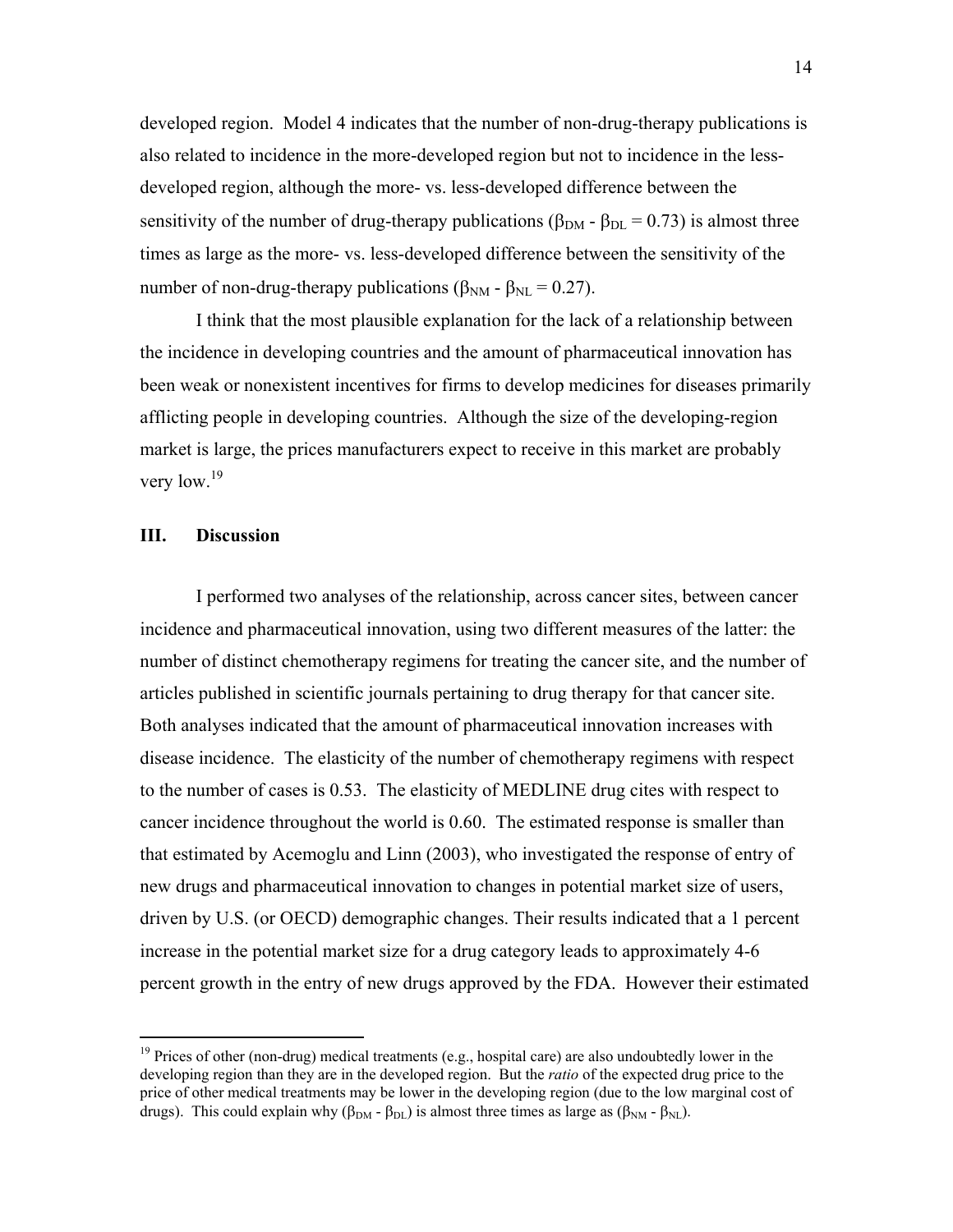developed region. Model 4 indicates that the number of non-drug-therapy publications is also related to incidence in the more-developed region but not to incidence in the less-developed region, although the more- vs. less-developed difference between the sensitivity of the number of drug-therapy publications ($\beta_{DM} - \beta_{DL} = 0.73$) is almost three times as large as the more- vs. less-developed difference between the sensitivity of the number of non-drug-therapy publications ($\beta_{NM} - \beta_{NL} = 0.27$).

I think that the most plausible explanation for the lack of a relationship between the incidence in developing countries and the amount of pharmaceutical innovation has been weak or nonexistent incentives for firms to develop medicines for diseases primarily afflicting people in developing countries. Although the size of the developing-region market is large, the prices manufacturers expect to receive in this market are probably very low.[19]

## III. Discussion

I performed two analyses of the relationship, across cancer sites, between cancer incidence and pharmaceutical innovation, using two different measures of the latter: the number of distinct chemotherapy regimens for treating the cancer site, and the number of articles published in scientific journals pertaining to drug therapy for that cancer site. Both analyses indicated that the amount of pharmaceutical innovation increases with disease incidence. The elasticity of the number of chemotherapy regimens with respect to the number of cases is 0.53. The elasticity of MEDLINE drug cites with respect to cancer incidence throughout the world is 0.60. The estimated response is smaller than that estimated by Acemoglu and Linn (2003), who investigated the response of entry of new drugs and pharmaceutical innovation to changes in potential market size of users, driven by U.S. (or OECD) demographic changes. Their results indicated that a 1 percent increase in the potential market size for a drug category leads to approximately 4-6 percent growth in the entry of new drugs approved by the FDA. However their estimated

[19] Prices of other (non-drug) medical treatments (e.g., hospital care) are also undoubtedly lower in the developing region than they are in the developed region. But the *ratio* of the expected drug price to the price of other medical treatments may be lower in the developing region (due to the low marginal cost of drugs). This could explain why ($\beta_{DM} - \beta_{DL}$) is almost three times as large as ($\beta_{NM} - \beta_{NL}$).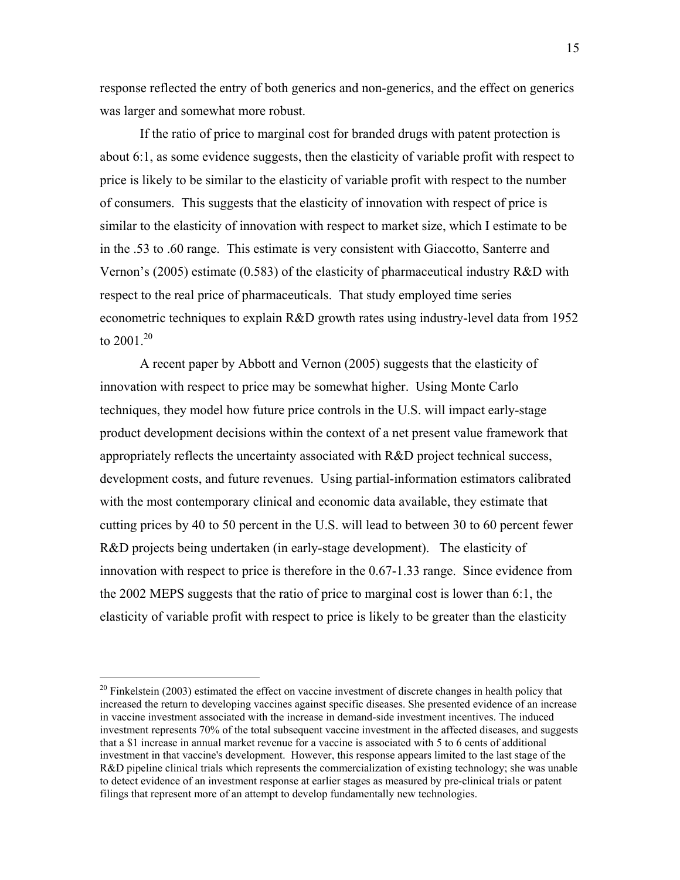response reflected the entry of both generics and non-generics, and the effect on generics was larger and somewhat more robust.

If the ratio of price to marginal cost for branded drugs with patent protection is about 6:1, as some evidence suggests, then the elasticity of variable profit with respect to price is likely to be similar to the elasticity of variable profit with respect to the number of consumers. This suggests that the elasticity of innovation with respect of price is similar to the elasticity of innovation with respect to market size, which I estimate to be in the .53 to .60 range. This estimate is very consistent with Giaccotto, Santerre and Vernon's (2005) estimate (0.583) of the elasticity of pharmaceutical industry R&D with respect to the real price of pharmaceuticals. That study employed time series econometric techniques to explain R&D growth rates using industry-level data from 1952 to 2001.[20]

A recent paper by Abbott and Vernon (2005) suggests that the elasticity of innovation with respect to price may be somewhat higher. Using Monte Carlo techniques, they model how future price controls in the U.S. will impact early-stage product development decisions within the context of a net present value framework that appropriately reflects the uncertainty associated with R&D project technical success, development costs, and future revenues. Using partial-information estimators calibrated with the most contemporary clinical and economic data available, they estimate that cutting prices by 40 to 50 percent in the U.S. will lead to between 30 to 60 percent fewer R&D projects being undertaken (in early-stage development). The elasticity of innovation with respect to price is therefore in the 0.67-1.33 range. Since evidence from the 2002 MEPS suggests that the ratio of price to marginal cost is lower than 6:1, the elasticity of variable profit with respect to price is likely to be greater than the elasticity

---

[20] Finkelstein (2003) estimated the effect on vaccine investment of discrete changes in health policy that increased the return to developing vaccines against specific diseases. She presented evidence of an increase in vaccine investment associated with the increase in demand-side investment incentives. The induced investment represents 70% of the total subsequent vaccine investment in the affected diseases, and suggests that a $1 increase in annual market revenue for a vaccine is associated with 5 to 6 cents of additional investment in that vaccine's development. However, this response appears limited to the last stage of the R&D pipeline clinical trials which represents the commercialization of existing technology; she was unable to detect evidence of an investment response at earlier stages as measured by pre-clinical trials or patent filings that represent more of an attempt to develop fundamentally new technologies.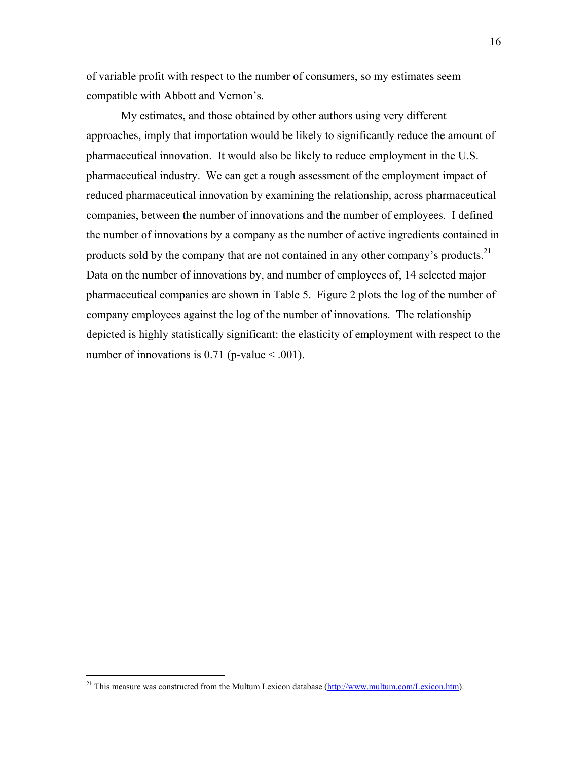of variable profit with respect to the number of consumers, so my estimates seem compatible with Abbott and Vernon's.

My estimates, and those obtained by other authors using very different approaches, imply that importation would be likely to significantly reduce the amount of pharmaceutical innovation. It would also be likely to reduce employment in the U.S. pharmaceutical industry. We can get a rough assessment of the employment impact of reduced pharmaceutical innovation by examining the relationship, across pharmaceutical companies, between the number of innovations and the number of employees. I defined the number of innovations by a company as the number of active ingredients contained in products sold by the company that are not contained in any other company's products.[21] Data on the number of innovations by, and number of employees of, 14 selected major pharmaceutical companies are shown in Table 5. Figure 2 plots the log of the number of company employees against the log of the number of innovations. The relationship depicted is highly statistically significant: the elasticity of employment with respect to the number of innovations is 0.71 (p-value < .001).

[21] This measure was constructed from the Multum Lexicon database (http://www.multum.com/Lexicon.htm).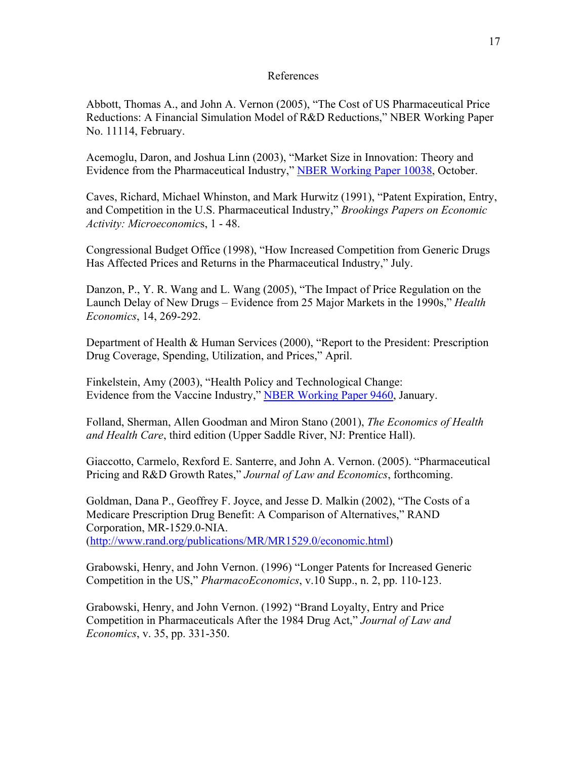# References

Abbott, Thomas A., and John A. Vernon (2005), "The Cost of US Pharmaceutical Price Reductions: A Financial Simulation Model of R&D Reductions," NBER Working Paper No. 11114, February.

Acemoglu, Daron, and Joshua Linn (2003), "Market Size in Innovation: Theory and Evidence from the Pharmaceutical Industry," NBER Working Paper 10038, October.

Caves, Richard, Michael Whinston, and Mark Hurwitz (1991), "Patent Expiration, Entry, and Competition in the U.S. Pharmaceutical Industry," *Brookings Papers on Economic Activity: Microeconomics*, 1 - 48.

Congressional Budget Office (1998), "How Increased Competition from Generic Drugs Has Affected Prices and Returns in the Pharmaceutical Industry," July.

Danzon, P., Y. R. Wang and L. Wang (2005), "The Impact of Price Regulation on the Launch Delay of New Drugs – Evidence from 25 Major Markets in the 1990s," *Health Economics*, 14, 269-292.

Department of Health & Human Services (2000), "Report to the President: Prescription Drug Coverage, Spending, Utilization, and Prices," April.

Finkelstein, Amy (2003), "Health Policy and Technological Change: Evidence from the Vaccine Industry," NBER Working Paper 9460, January.

Folland, Sherman, Allen Goodman and Miron Stano (2001), *The Economics of Health and Health Care*, third edition (Upper Saddle River, NJ: Prentice Hall).

Giaccotto, Carmelo, Rexford E. Santerre, and John A. Vernon. (2005). "Pharmaceutical Pricing and R&D Growth Rates," *Journal of Law and Economics*, forthcoming.

Goldman, Dana P., Geoffrey F. Joyce, and Jesse D. Malkin (2002), "The Costs of a Medicare Prescription Drug Benefit: A Comparison of Alternatives," RAND Corporation, MR-1529.0-NIA. (http://www.rand.org/publications/MR/MR1529.0/economic.html)

Grabowski, Henry, and John Vernon. (1996) "Longer Patents for Increased Generic Competition in the US," *PharmacoEconomics*, v.10 Supp., n. 2, pp. 110-123.

Grabowski, Henry, and John Vernon. (1992) "Brand Loyalty, Entry and Price Competition in Pharmaceuticals After the 1984 Drug Act," *Journal of Law and Economics*, v. 35, pp. 331-350.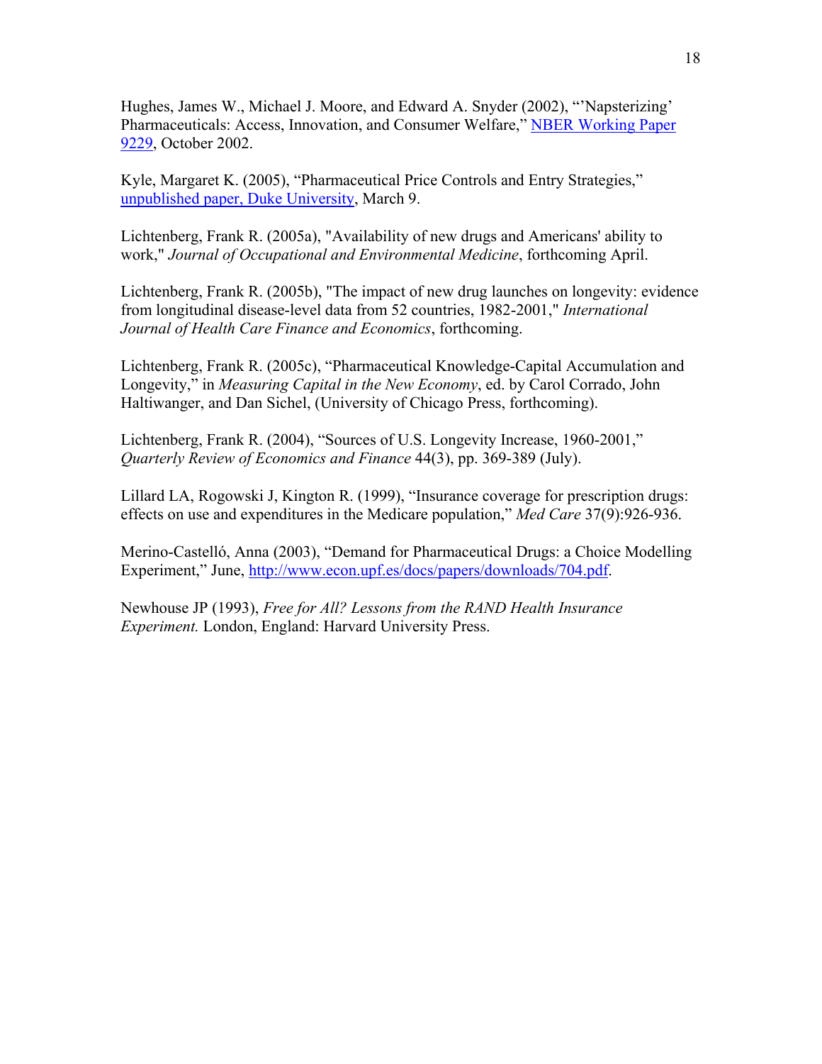Hughes, James W., Michael J. Moore, and Edward A. Snyder (2002), "'Napsterizing' Pharmaceuticals: Access, Innovation, and Consumer Welfare," NBER Working Paper 9229, October 2002.

Kyle, Margaret K. (2005), "Pharmaceutical Price Controls and Entry Strategies," unpublished paper, Duke University, March 9.

Lichtenberg, Frank R. (2005a), "Availability of new drugs and Americans' ability to work," *Journal of Occupational and Environmental Medicine*, forthcoming April.

Lichtenberg, Frank R. (2005b), "The impact of new drug launches on longevity: evidence from longitudinal disease-level data from 52 countries, 1982-2001," *International Journal of Health Care Finance and Economics*, forthcoming.

Lichtenberg, Frank R. (2005c), "Pharmaceutical Knowledge-Capital Accumulation and Longevity," in *Measuring Capital in the New Economy*, ed. by Carol Corrado, John Haltiwanger, and Dan Sichel, (University of Chicago Press, forthcoming).

Lichtenberg, Frank R. (2004), "Sources of U.S. Longevity Increase, 1960-2001," *Quarterly Review of Economics and Finance* 44(3), pp. 369-389 (July).

Lillard LA, Rogowski J, Kington R. (1999), "Insurance coverage for prescription drugs: effects on use and expenditures in the Medicare population," *Med Care* 37(9):926-936.

Merino-Castelló, Anna (2003), "Demand for Pharmaceutical Drugs: a Choice Modelling Experiment," June, http://www.econ.upf.es/docs/papers/downloads/704.pdf.

Newhouse JP (1993), *Free for All? Lessons from the RAND Health Insurance Experiment.* London, England: Harvard University Press.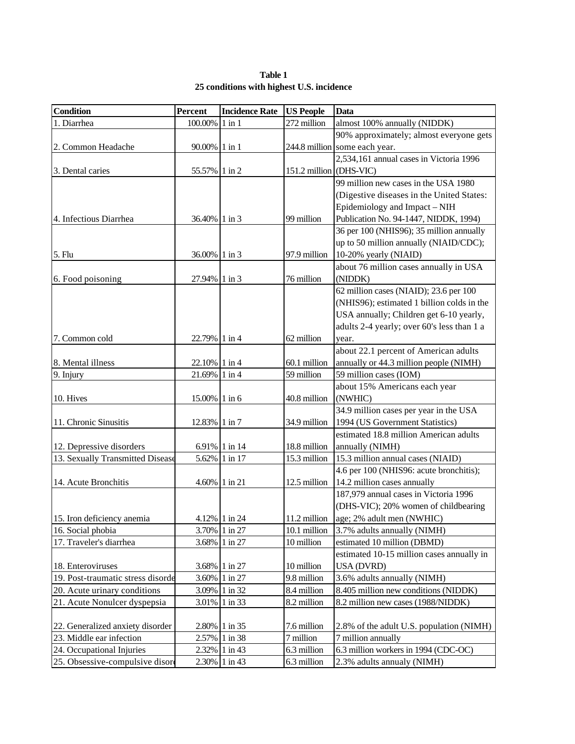**Table 1**
**25 conditions with highest U.S. incidence**

| Condition | Percent | Incidence Rate | US People | Data |
|---|---|---|---|---|
| 1. Diarrhea | 100.00% | 1 in 1 | 272 million | almost 100% annually (NIDDK) |
| 2. Common Headache | 90.00% | 1 in 1 | 244.8 million | 90% approximately; almost everyone gets some each year. |
| 3. Dental caries | 55.57% | 1 in 2 | 151.2 million | 2,534,161 annual cases in Victoria 1996 (DHS-VIC) |
| 4. Infectious Diarrhea | 36.40% | 1 in 3 | 99 million | 99 million new cases in the USA 1980 (Digestive diseases in the United States: Epidemiology and Impact – NIH Publication No. 94-1447, NIDDK, 1994) |
| 5. Flu | 36.00% | 1 in 3 | 97.9 million | 36 per 100 (NHIS96); 35 million annually up to 50 million annually (NIAID/CDC); 10-20% yearly (NIAID) |
| 6. Food poisoning | 27.94% | 1 in 3 | 76 million | about 76 million cases annually in USA (NIDDK) |
| 7. Common cold | 22.79% | 1 in 4 | 62 million | 62 million cases (NIAID); 23.6 per 100 (NHIS96); estimated 1 billion colds in the USA annually; Children get 6-10 yearly, adults 2-4 yearly; over 60's less than 1 a year. |
| 8. Mental illness | 22.10% | 1 in 4 | 60.1 million | about 22.1 percent of American adults annually or 44.3 million people (NIMH) |
| 9. Injury | 21.69% | 1 in 4 | 59 million | 59 million cases (IOM) |
| 10. Hives | 15.00% | 1 in 6 | 40.8 million | about 15% Americans each year (NWHIC) |
| 11. Chronic Sinusitis | 12.83% | 1 in 7 | 34.9 million | 34.9 million cases per year in the USA 1994 (US Government Statistics) |
| 12. Depressive disorders | 6.91% | 1 in 14 | 18.8 million | estimated 18.8 million American adults annually (NIMH) |
| 13. Sexually Transmitted Disease | 5.62% | 1 in 17 | 15.3 million | 15.3 million annual cases (NIAID) |
| 14. Acute Bronchitis | 4.60% | 1 in 21 | 12.5 million | 4.6 per 100 (NHIS96: acute bronchitis); 14.2 million cases annually |
| 15. Iron deficiency anemia | 4.12% | 1 in 24 | 11.2 million | 187,979 annual cases in Victoria 1996 (DHS-VIC); 20% women of childbearing age; 2% adult men (NWHIC) |
| 16. Social phobia | 3.70% | 1 in 27 | 10.1 million | 3.7% adults annually (NIMH) |
| 17. Traveler's diarrhea | 3.68% | 1 in 27 | 10 million | estimated 10 million (DBMD) |
| 18. Enteroviruses | 3.68% | 1 in 27 | 10 million | estimated 10-15 million cases annually in USA (DVRD) |
| 19. Post-traumatic stress disorde | 3.60% | 1 in 27 | 9.8 million | 3.6% adults annually (NIMH) |
| 20. Acute urinary conditions | 3.09% | 1 in 32 | 8.4 million | 8.405 million new conditions (NIDDK) |
| 21. Acute Nonulcer dyspepsia | 3.01% | 1 in 33 | 8.2 million | 8.2 million new cases (1988/NIDDK) |
| 22. Generalized anxiety disorder | 2.80% | 1 in 35 | 7.6 million | 2.8% of the adult U.S. population (NIMH) |
| 23. Middle ear infection | 2.57% | 1 in 38 | 7 million | 7 million annually |
| 24. Occupational Injuries | 2.32% | 1 in 43 | 6.3 million | 6.3 million workers in 1994 (CDC-OC) |
| 25. Obsessive-compulsive disor | 2.30% | 1 in 43 | 6.3 million | 2.3% adults annualy (NIMH) |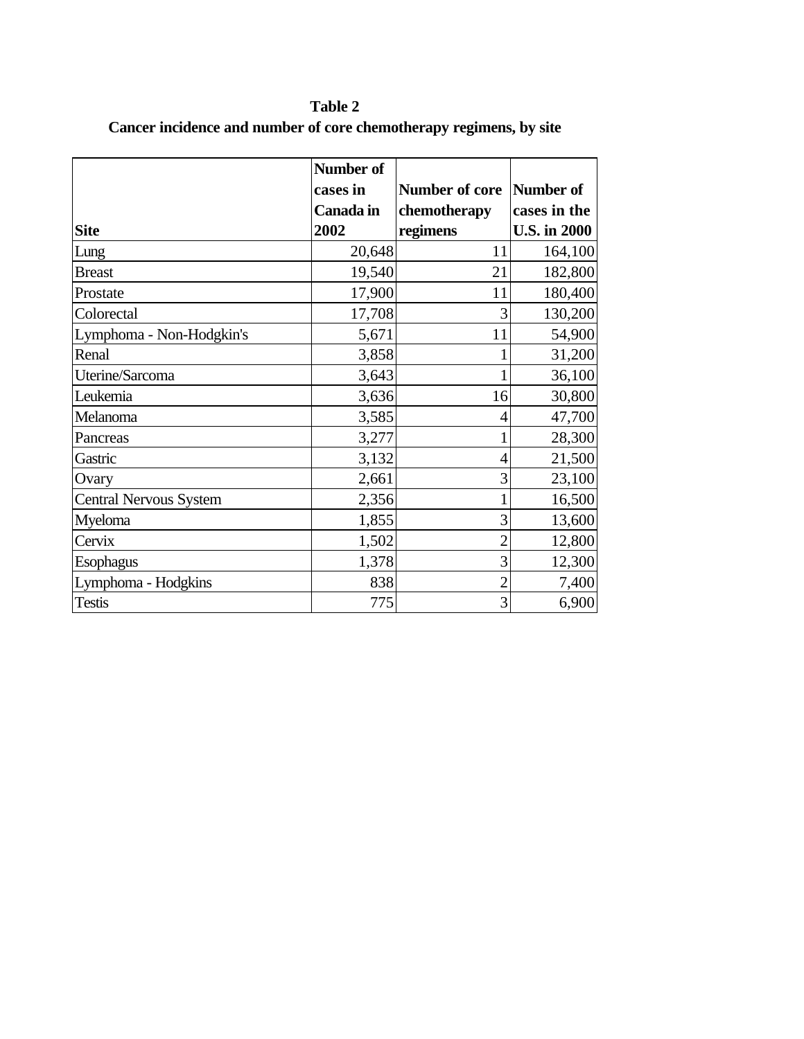**Table 2**

**Cancer incidence and number of core chemotherapy regimens, by site**

| Site | Number of cases in Canada in 2002 | Number of core chemotherapy regimens | Number of cases in the U.S. in 2000 |
|---|---|---|---|
| Lung | 20,648 | 11 | 164,100 |
| Breast | 19,540 | 21 | 182,800 |
| Prostate | 17,900 | 11 | 180,400 |
| Colorectal | 17,708 | 3 | 130,200 |
| Lymphoma - Non-Hodgkin's | 5,671 | 11 | 54,900 |
| Renal | 3,858 | 1 | 31,200 |
| Uterine/Sarcoma | 3,643 | 1 | 36,100 |
| Leukemia | 3,636 | 16 | 30,800 |
| Melanoma | 3,585 | 4 | 47,700 |
| Pancreas | 3,277 | 1 | 28,300 |
| Gastric | 3,132 | 4 | 21,500 |
| Ovary | 2,661 | 3 | 23,100 |
| Central Nervous System | 2,356 | 1 | 16,500 |
| Myeloma | 1,855 | 3 | 13,600 |
| Cervix | 1,502 | 2 | 12,800 |
| Esophagus | 1,378 | 3 | 12,300 |
| Lymphoma - Hodgkins | 838 | 2 | 7,400 |
| Testis | 775 | 3 | 6,900 |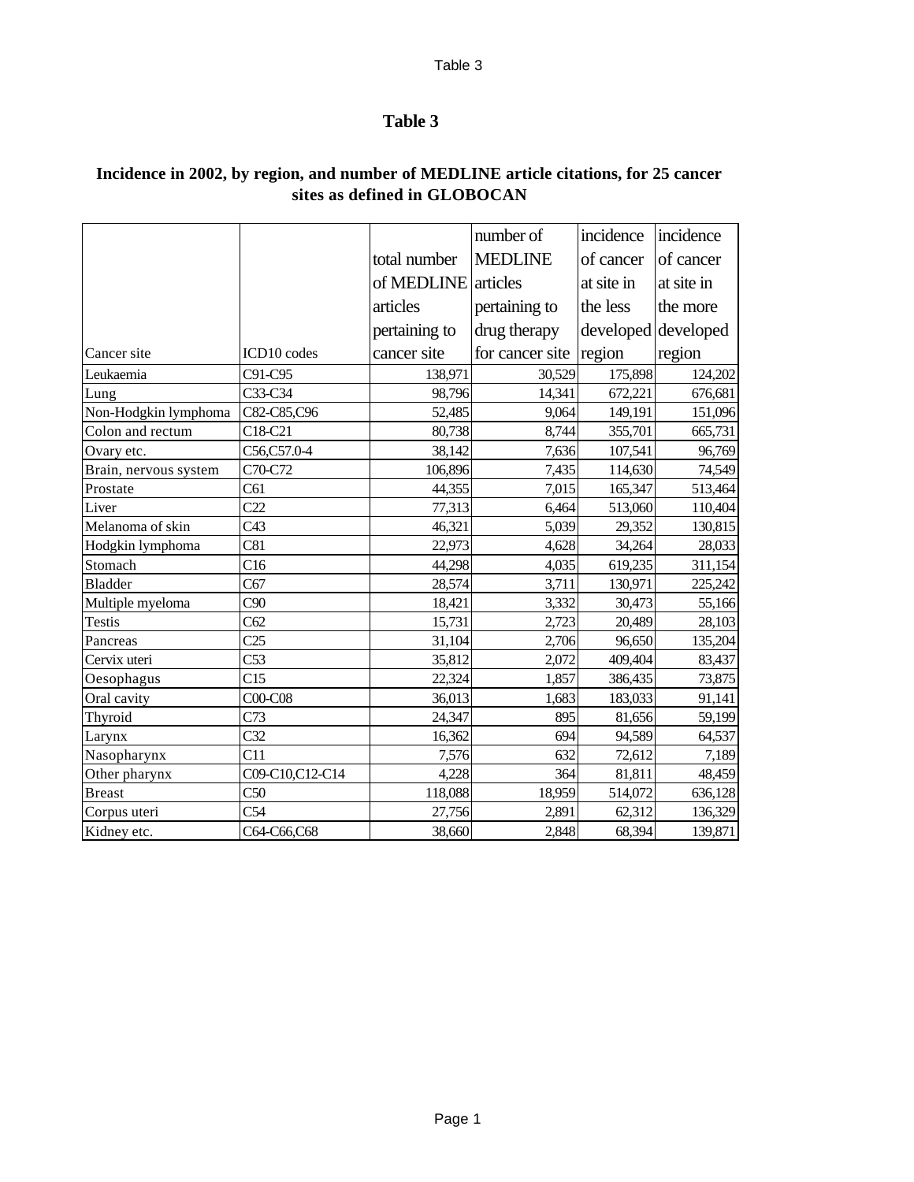# Table 3

**Incidence in 2002, by region, and number of MEDLINE article citations, for 25 cancer sites as defined in GLOBOCAN**

| Cancer site | ICD10 codes | total number of MEDLINE articles pertaining to cancer site | number of MEDLINE articles pertaining to drug therapy for cancer site | incidence of cancer at site in the less developed region | incidence of cancer at site in the more developed region |
|---|---|---|---|---|---|
| Leukaemia | C91-C95 | 138,971 | 30,529 | 175,898 | 124,202 |
| Lung | C33-C34 | 98,796 | 14,341 | 672,221 | 676,681 |
| Non-Hodgkin lymphoma | C82-C85,C96 | 52,485 | 9,064 | 149,191 | 151,096 |
| Colon and rectum | C18-C21 | 80,738 | 8,744 | 355,701 | 665,731 |
| Ovary etc. | C56,C57.0-4 | 38,142 | 7,636 | 107,541 | 96,769 |
| Brain, nervous system | C70-C72 | 106,896 | 7,435 | 114,630 | 74,549 |
| Prostate | C61 | 44,355 | 7,015 | 165,347 | 513,464 |
| Liver | C22 | 77,313 | 6,464 | 513,060 | 110,404 |
| Melanoma of skin | C43 | 46,321 | 5,039 | 29,352 | 130,815 |
| Hodgkin lymphoma | C81 | 22,973 | 4,628 | 34,264 | 28,033 |
| Stomach | C16 | 44,298 | 4,035 | 619,235 | 311,154 |
| Bladder | C67 | 28,574 | 3,711 | 130,971 | 225,242 |
| Multiple myeloma | C90 | 18,421 | 3,332 | 30,473 | 55,166 |
| Testis | C62 | 15,731 | 2,723 | 20,489 | 28,103 |
| Pancreas | C25 | 31,104 | 2,706 | 96,650 | 135,204 |
| Cervix uteri | C53 | 35,812 | 2,072 | 409,404 | 83,437 |
| Oesophagus | C15 | 22,324 | 1,857 | 386,435 | 73,875 |
| Oral cavity | C00-C08 | 36,013 | 1,683 | 183,033 | 91,141 |
| Thyroid | C73 | 24,347 | 895 | 81,656 | 59,199 |
| Larynx | C32 | 16,362 | 694 | 94,589 | 64,537 |
| Nasopharynx | C11 | 7,576 | 632 | 72,612 | 7,189 |
| Other pharynx | C09-C10,C12-C14 | 4,228 | 364 | 81,811 | 48,459 |
| Breast | C50 | 118,088 | 18,959 | 514,072 | 636,128 |
| Corpus uteri | C54 | 27,756 | 2,891 | 62,312 | 136,329 |
| Kidney etc. | C64-C66,C68 | 38,660 | 2,848 | 68,394 | 139,871 |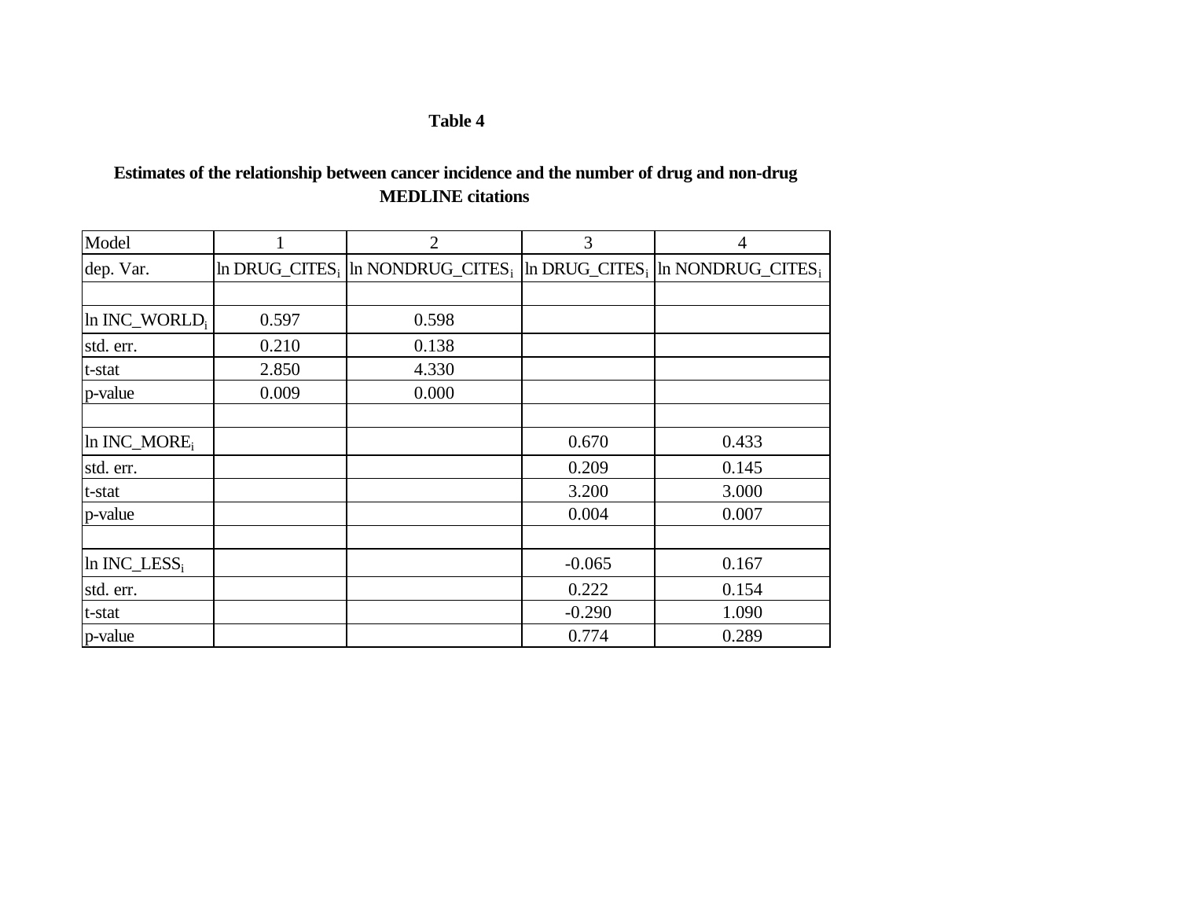**Table 4**

**Estimates of the relationship between cancer incidence and the number of drug and non-drug MEDLINE citations**

| Model | 1 | 2 | 3 | 4 |
|---|---|---|---|---|
| dep. Var. | ln $DRUG\_CITES_i$ | ln $NONDRUG\_CITES_i$ | ln $DRUG\_CITES_i$ | ln $NONDRUG\_CITES_i$ |
| | | | | |
| ln $INC\_WORLD_i$ | 0.597 | 0.598 | | |
| std. err. | 0.210 | 0.138 | | |
| t-stat | 2.850 | 4.330 | | |
| p-value | 0.009 | 0.000 | | |
| | | | | |
| ln $INC\_MORE_i$ | | | 0.670 | 0.433 |
| std. err. | | | 0.209 | 0.145 |
| t-stat | | | 3.200 | 3.000 |
| p-value | | | 0.004 | 0.007 |
| | | | | |
| ln $INC\_LESS_i$ | | | -0.065 | 0.167 |
| std. err. | | | 0.222 | 0.154 |
| t-stat | | | -0.290 | 1.090 |
| p-value | | | 0.774 | 0.289 |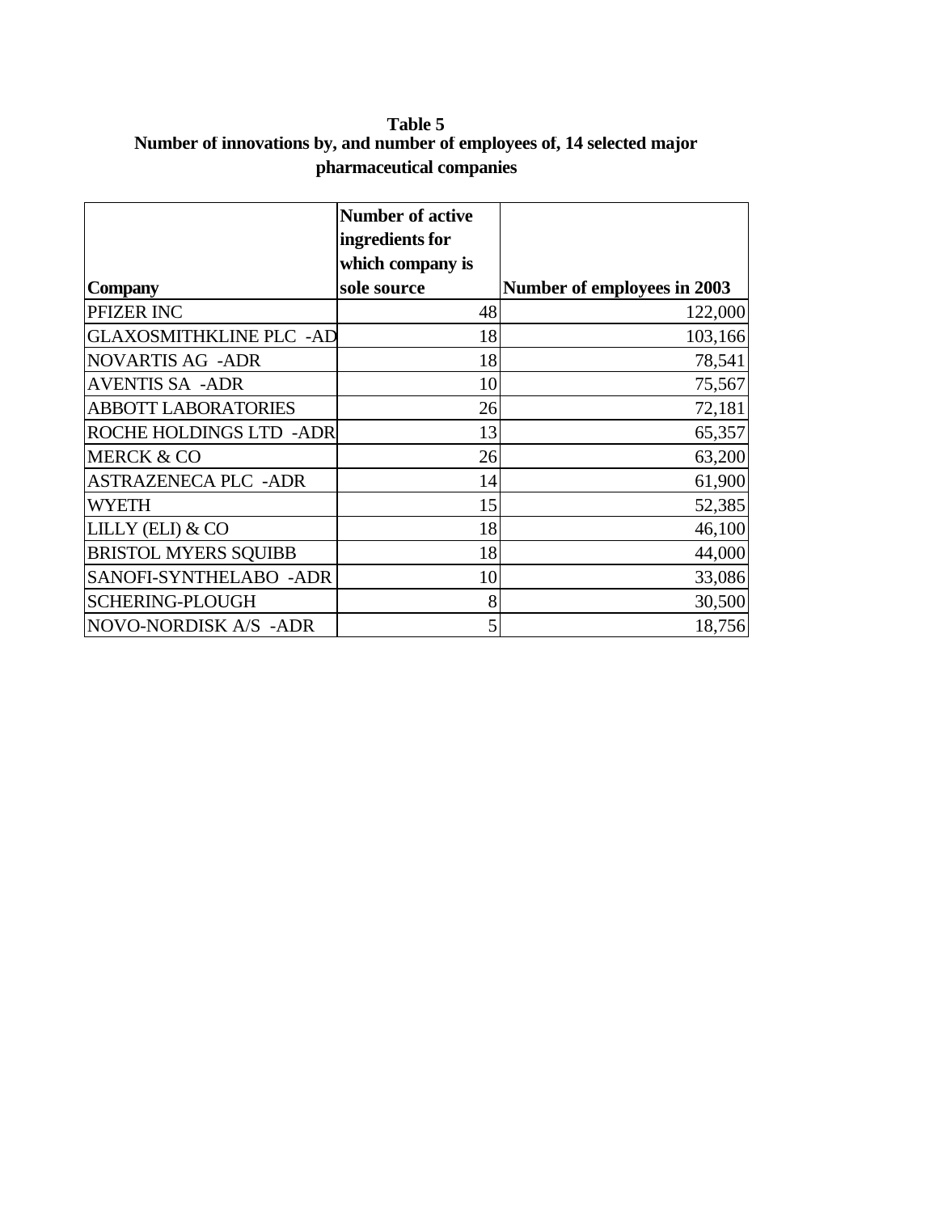**Table 5**
**Number of innovations by, and number of employees of, 14 selected major pharmaceutical companies**

| Company | Number of active ingredients for which company is sole source | Number of employees in 2003 |
|---|---|---|
| PFIZER INC | 48 | 122,000 |
| GLAXOSMITHKLINE PLC -AD | 18 | 103,166 |
| NOVARTIS AG -ADR | 18 | 78,541 |
| AVENTIS SA -ADR | 10 | 75,567 |
| ABBOTT LABORATORIES | 26 | 72,181 |
| ROCHE HOLDINGS LTD -ADR | 13 | 65,357 |
| MERCK & CO | 26 | 63,200 |
| ASTRAZENECA PLC -ADR | 14 | 61,900 |
| WYETH | 15 | 52,385 |
| LILLY (ELI) & CO | 18 | 46,100 |
| BRISTOL MYERS SQUIBB | 18 | 44,000 |
| SANOFI-SYNTHELABO -ADR | 10 | 33,086 |
| SCHERING-PLOUGH | 8 | 30,500 |
| NOVO-NORDISK A/S -ADR | 5 | 18,756 |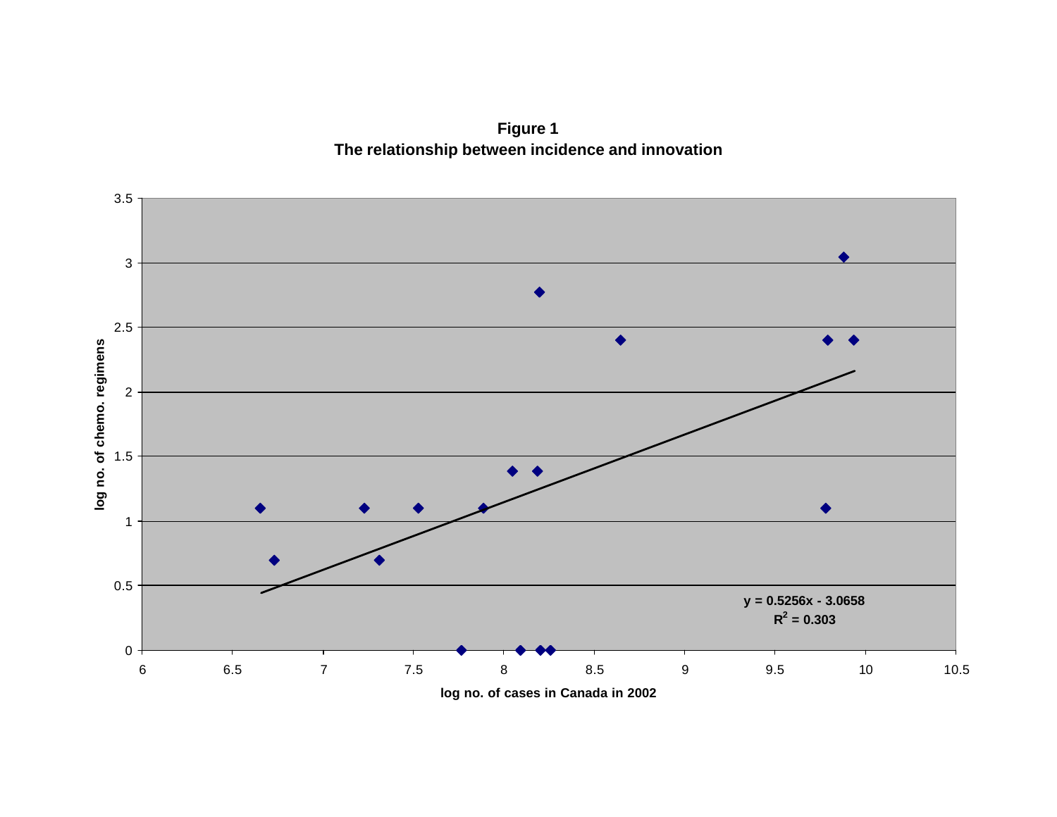**Figure 1**
**The relationship between incidence and innovation**

log no. of chemo. regimens

3.5
3
2.5
2
1.5
1
0.5
0

6
6.5
7
7.5
8
8.5
9
9.5
10
10.5

log no. of cases in Canada in 2002

$y = 0.5256x - 3.0658$
$R^2 = 0.303$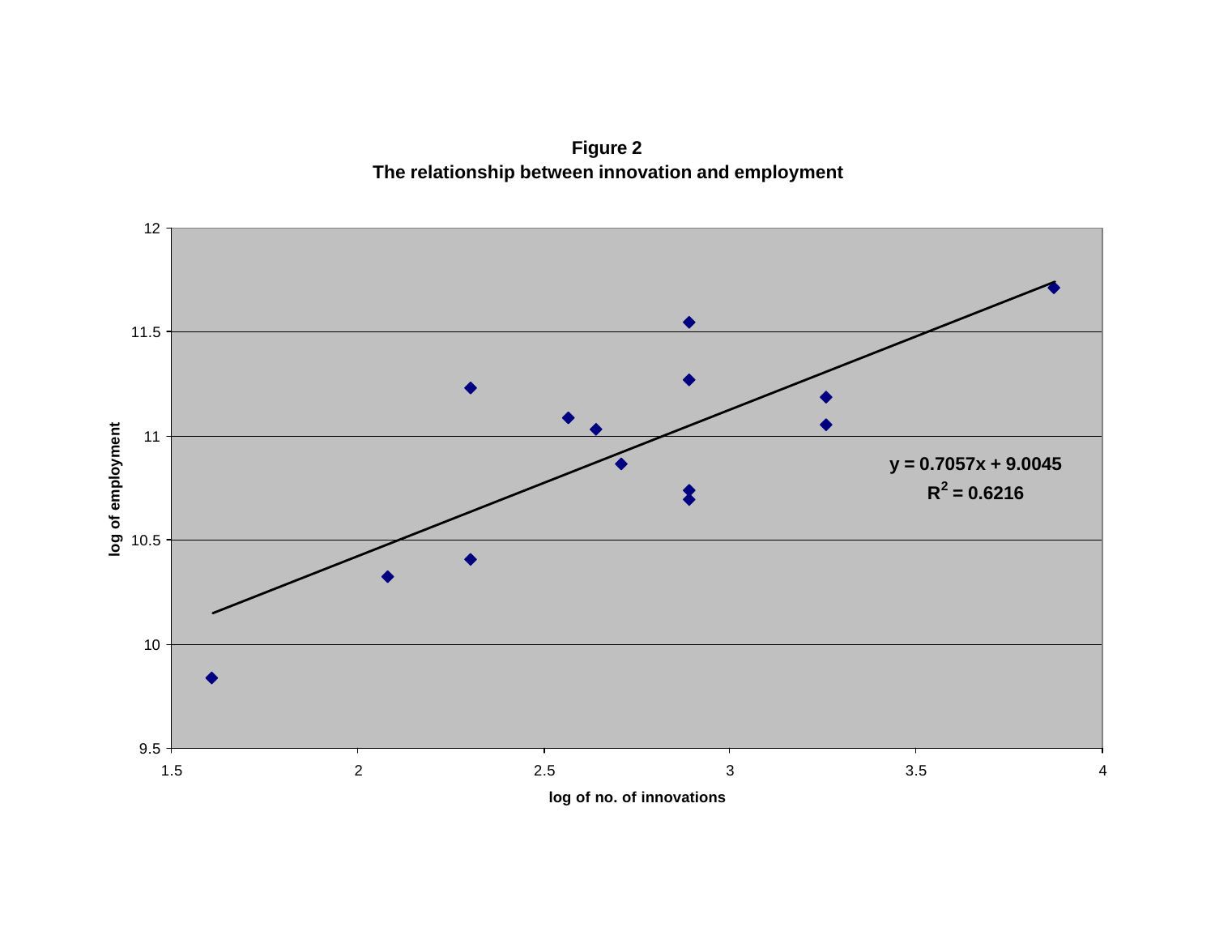**Figure 2**
**The relationship between innovation and employment**

log of employment

12

11.5

11

10.5

10

9.5

1.5

2

2.5

3

3.5

4

log of no. of innovations

$y = 0.7057x + 9.0045$

$R^2 = 0.6216$